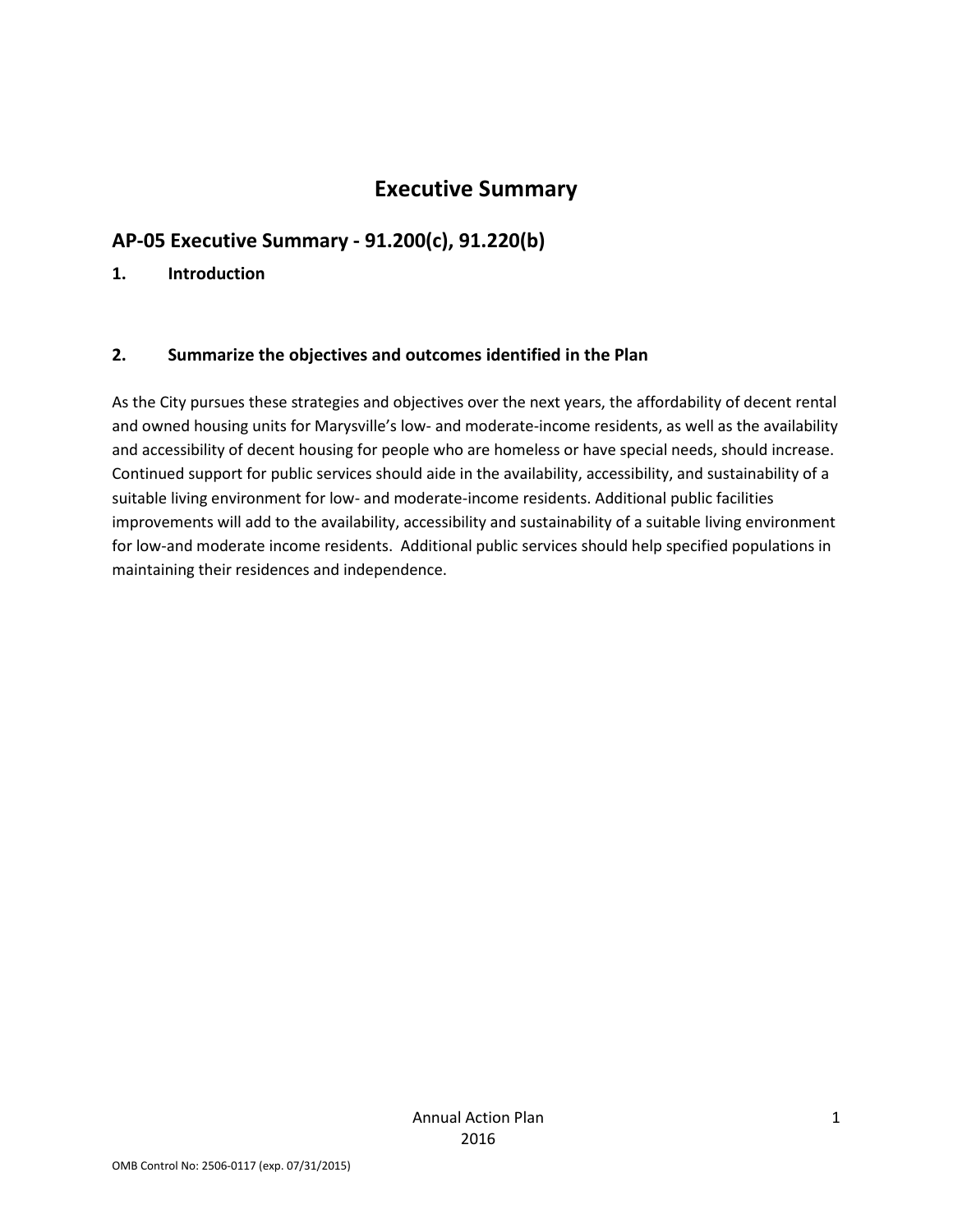# Executive Summary

## AP-05 Executive Summary - 91.200(c), 91.220(b)

### 1. Introduction

### 2. Summarize the objectives and outcomes identified in the Plan

As the City pursues these strategies and objectives over the next years, the affordability of decent rental and owned housing units for Marysville's low- and moderate-income residents, as well as the availability and accessibility of decent housing for people who are homeless or have special needs, should increase. Continued support for public services should aide in the availability, accessibility, and sustainability of a suitable living environment for low- and moderate-income residents. Additional public facilities improvements will add to the availability, accessibility and sustainability of a suitable living environment for low-and moderate income residents. Additional public services should help specified populations in maintaining their residences and independence.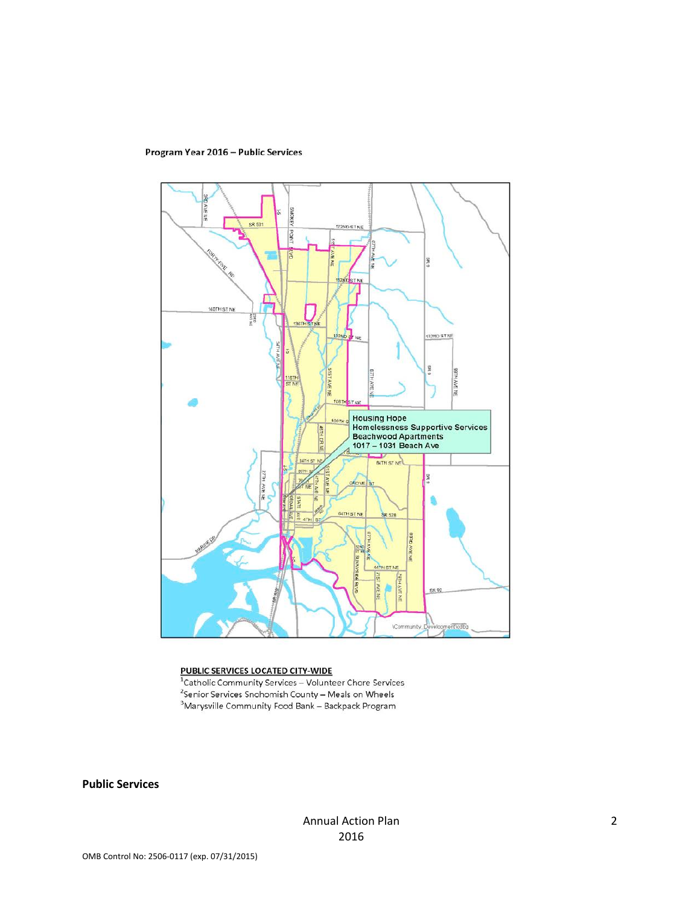**Program Year 2016 – Public Services**

**PUBLIC SERVICES LOCATED CITY-WIDE**

[1]Catholic Community Services – Volunteer Chore Services
[2]Senior Services Snohomish County – Meals on Wheels
[3]Marysville Community Food Bank – Backpack Program

**Public Services**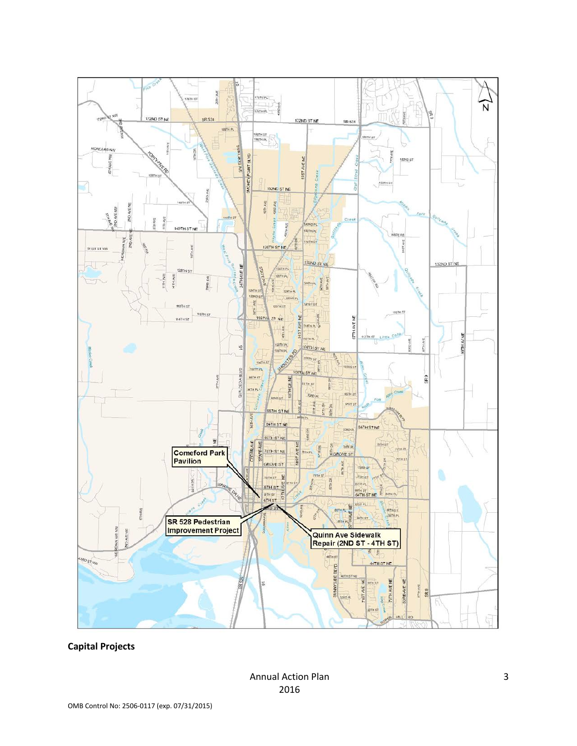**Capital Projects**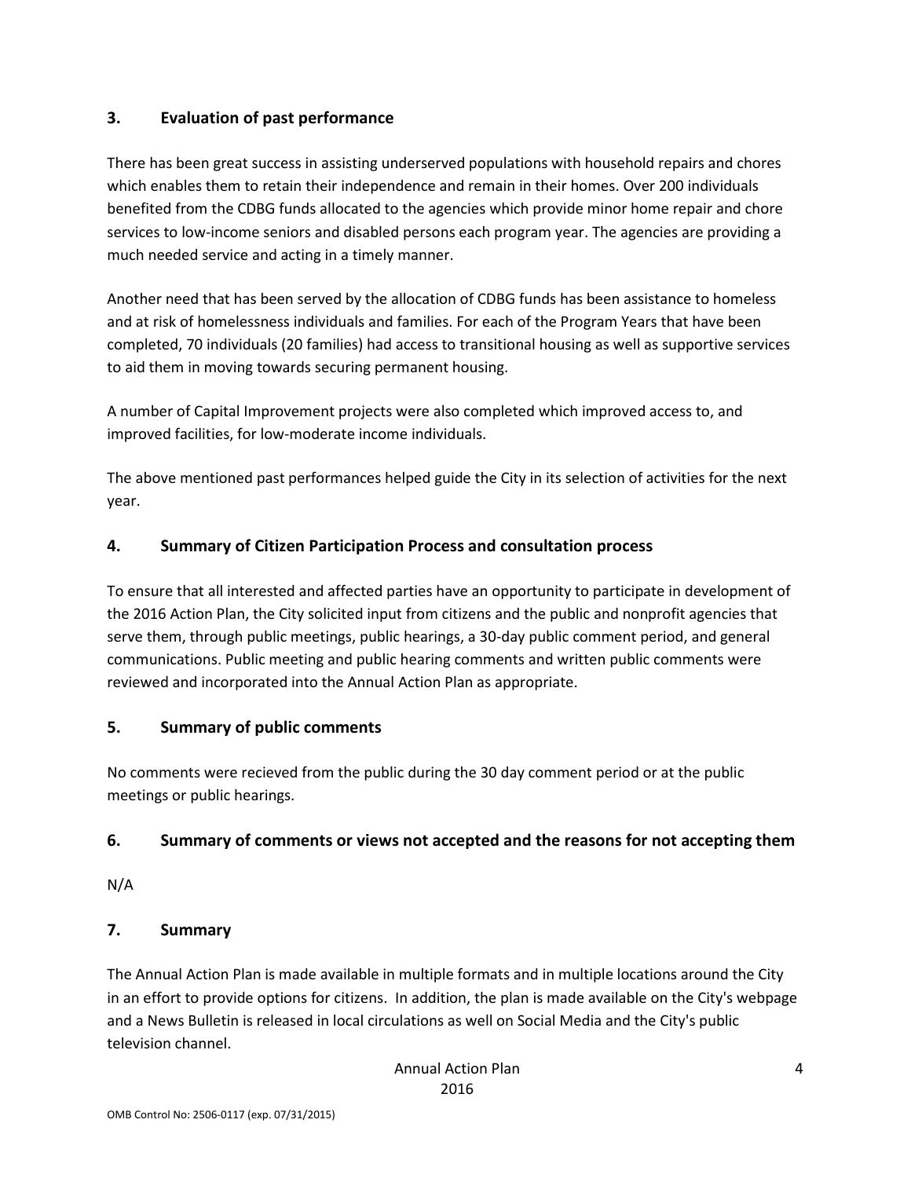## 3. Evaluation of past performance

There has been great success in assisting underserved populations with household repairs and chores which enables them to retain their independence and remain in their homes. Over 200 individuals benefited from the CDBG funds allocated to the agencies which provide minor home repair and chore services to low-income seniors and disabled persons each program year. The agencies are providing a much needed service and acting in a timely manner.

Another need that has been served by the allocation of CDBG funds has been assistance to homeless and at risk of homelessness individuals and families. For each of the Program Years that have been completed, 70 individuals (20 families) had access to transitional housing as well as supportive services to aid them in moving towards securing permanent housing.

A number of Capital Improvement projects were also completed which improved access to, and improved facilities, for low-moderate income individuals.

The above mentioned past performances helped guide the City in its selection of activities for the next year.

## 4. Summary of Citizen Participation Process and consultation process

To ensure that all interested and affected parties have an opportunity to participate in development of the 2016 Action Plan, the City solicited input from citizens and the public and nonprofit agencies that serve them, through public meetings, public hearings, a 30-day public comment period, and general communications. Public meeting and public hearing comments and written public comments were reviewed and incorporated into the Annual Action Plan as appropriate.

## 5. Summary of public comments

No comments were recieved from the public during the 30 day comment period or at the public meetings or public hearings.

## 6. Summary of comments or views not accepted and the reasons for not accepting them

N/A

## 7. Summary

The Annual Action Plan is made available in multiple formats and in multiple locations around the City in an effort to provide options for citizens. In addition, the plan is made available on the City's webpage and a News Bulletin is released in local circulations as well on Social Media and the City's public television channel.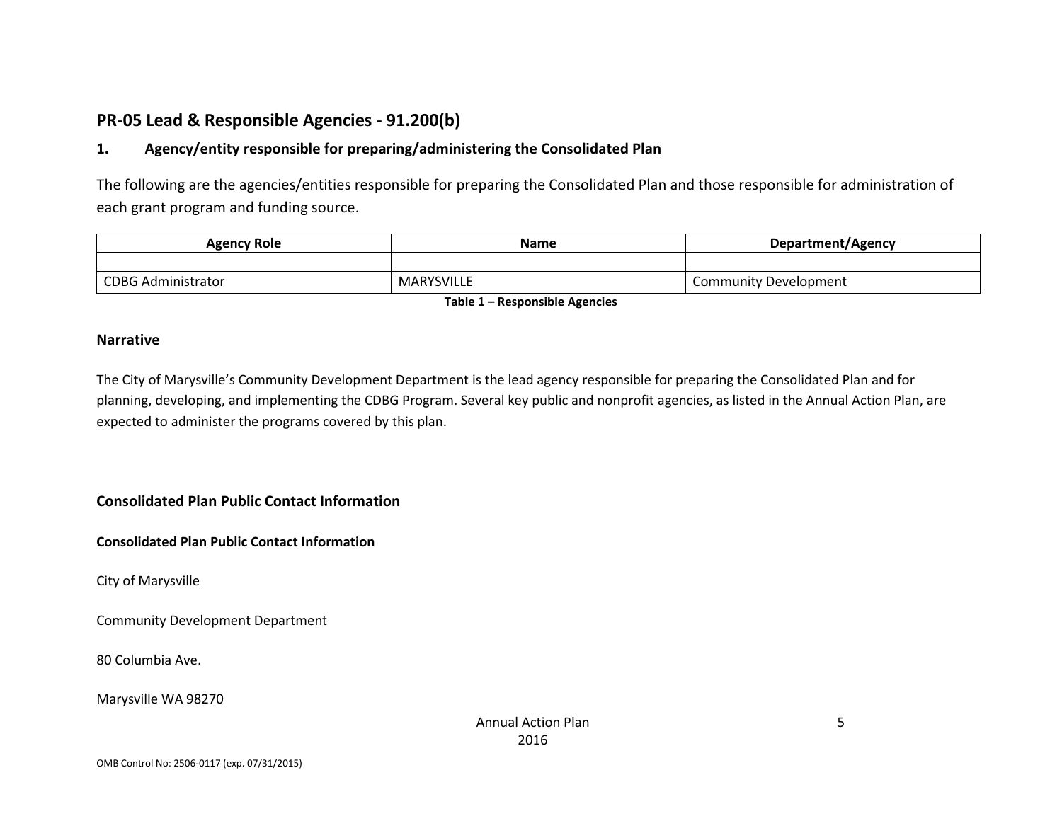## PR-05 Lead & Responsible Agencies - 91.200(b)

### 1. Agency/entity responsible for preparing/administering the Consolidated Plan

The following are the agencies/entities responsible for preparing the Consolidated Plan and those responsible for administration of each grant program and funding source.

| Agency Role | Name | Department/Agency |
|---|---|---|
| | | |
| CDBG Administrator | MARYSVILLE | Community Development |

**Table 1 – Responsible Agencies**

### Narrative

The City of Marysville's Community Development Department is the lead agency responsible for preparing the Consolidated Plan and for planning, developing, and implementing the CDBG Program. Several key public and nonprofit agencies, as listed in the Annual Action Plan, are expected to administer the programs covered by this plan.

### Consolidated Plan Public Contact Information

**Consolidated Plan Public Contact Information**

City of Marysville

Community Development Department

80 Columbia Ave.

Marysville WA 98270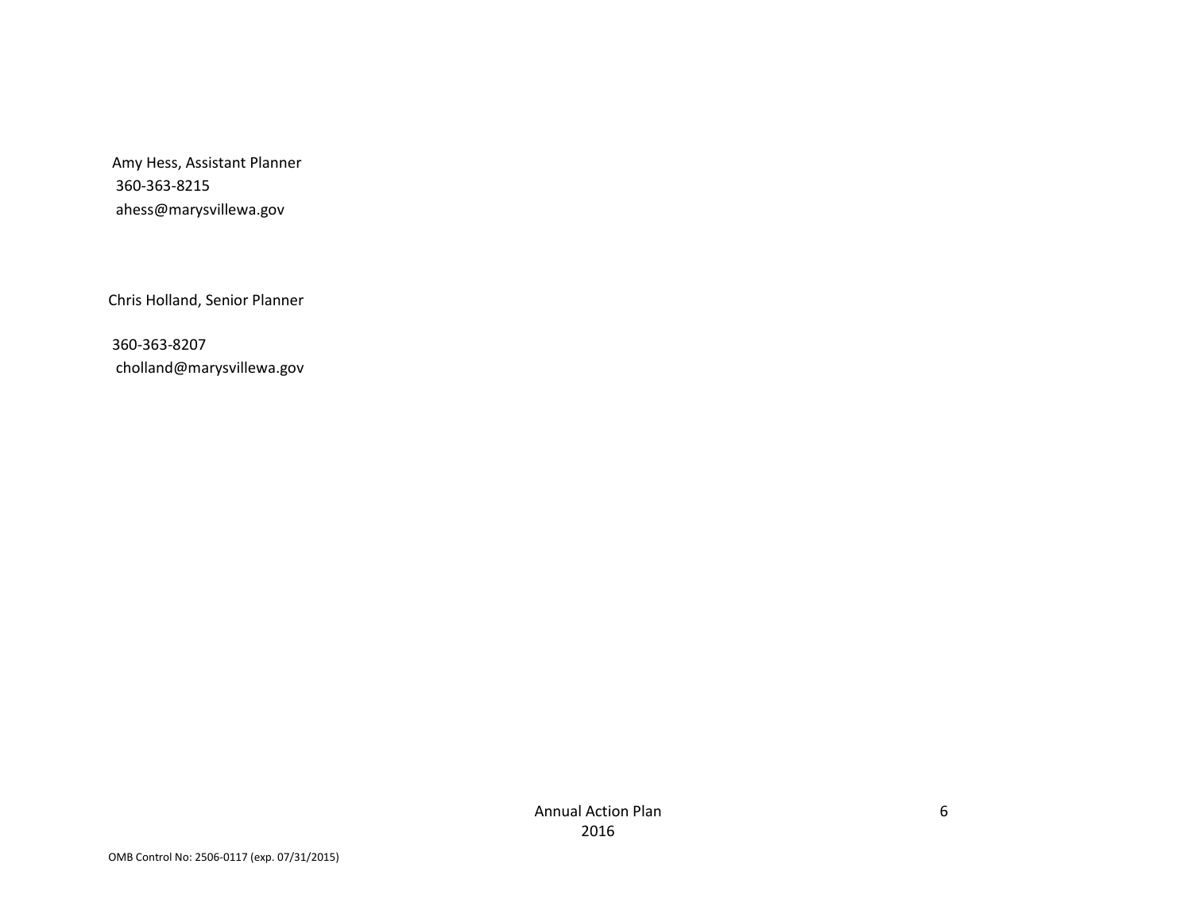Amy Hess, Assistant Planner
360-363-8215
ahess@marysvillewa.gov

Chris Holland, Senior Planner

360-363-8207
cholland@marysvillewa.gov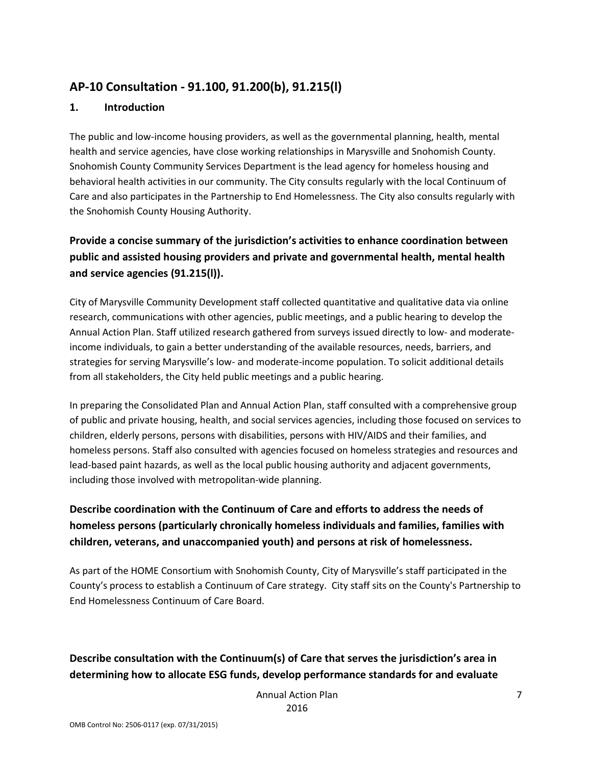## AP-10 Consultation - 91.100, 91.200(b), 91.215(l)

### 1. Introduction

The public and low-income housing providers, as well as the governmental planning, health, mental health and service agencies, have close working relationships in Marysville and Snohomish County. Snohomish County Community Services Department is the lead agency for homeless housing and behavioral health activities in our community. The City consults regularly with the local Continuum of Care and also participates in the Partnership to End Homelessness. The City also consults regularly with the Snohomish County Housing Authority.

### Provide a concise summary of the jurisdiction's activities to enhance coordination between public and assisted housing providers and private and governmental health, mental health and service agencies (91.215(l)).

City of Marysville Community Development staff collected quantitative and qualitative data via online research, communications with other agencies, public meetings, and a public hearing to develop the Annual Action Plan. Staff utilized research gathered from surveys issued directly to low- and moderate-income individuals, to gain a better understanding of the available resources, needs, barriers, and strategies for serving Marysville's low- and moderate-income population. To solicit additional details from all stakeholders, the City held public meetings and a public hearing.

In preparing the Consolidated Plan and Annual Action Plan, staff consulted with a comprehensive group of public and private housing, health, and social services agencies, including those focused on services to children, elderly persons, persons with disabilities, persons with HIV/AIDS and their families, and homeless persons. Staff also consulted with agencies focused on homeless strategies and resources and lead-based paint hazards, as well as the local public housing authority and adjacent governments, including those involved with metropolitan-wide planning.

### Describe coordination with the Continuum of Care and efforts to address the needs of homeless persons (particularly chronically homeless individuals and families, families with children, veterans, and unaccompanied youth) and persons at risk of homelessness.

As part of the HOME Consortium with Snohomish County, City of Marysville's staff participated in the County's process to establish a Continuum of Care strategy. City staff sits on the County's Partnership to End Homelessness Continuum of Care Board.

### Describe consultation with the Continuum(s) of Care that serves the jurisdiction's area in determining how to allocate ESG funds, develop performance standards for and evaluate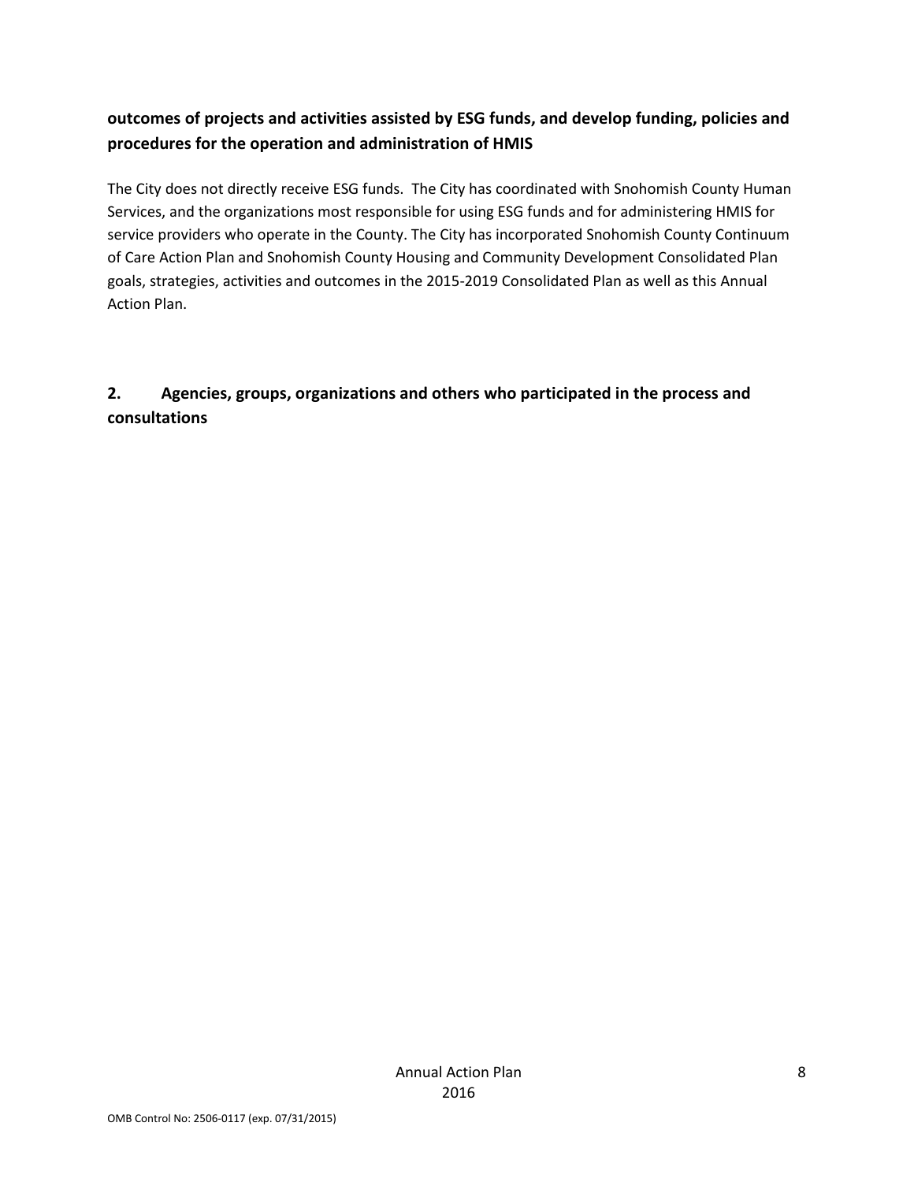**outcomes of projects and activities assisted by ESG funds, and develop funding, policies and procedures for the operation and administration of HMIS**

The City does not directly receive ESG funds. The City has coordinated with Snohomish County Human Services, and the organizations most responsible for using ESG funds and for administering HMIS for service providers who operate in the County. The City has incorporated Snohomish County Continuum of Care Action Plan and Snohomish County Housing and Community Development Consolidated Plan goals, strategies, activities and outcomes in the 2015-2019 Consolidated Plan as well as this Annual Action Plan.

## 2. Agencies, groups, organizations and others who participated in the process and consultations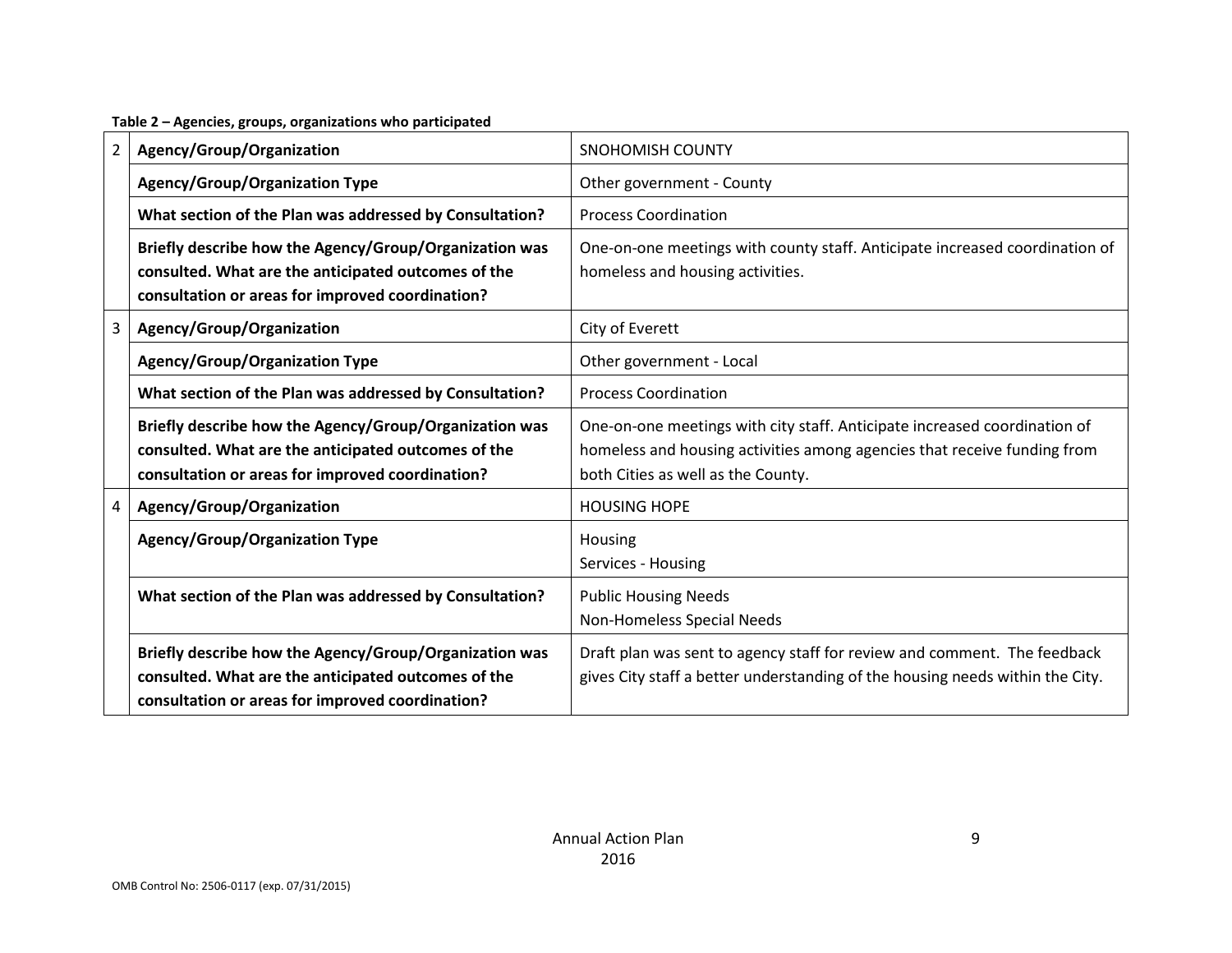**Table 2 – Agencies, groups, organizations who participated**

| | | |
|---|---|---|
| 2 | **Agency/Group/Organization** | SNOHOMISH COUNTY |
| | **Agency/Group/Organization Type** | Other government - County |
| | **What section of the Plan was addressed by Consultation?** | Process Coordination |
| | **Briefly describe how the Agency/Group/Organization was consulted. What are the anticipated outcomes of the consultation or areas for improved coordination?** | One-on-one meetings with county staff. Anticipate increased coordination of homeless and housing activities. |
| 3 | **Agency/Group/Organization** | City of Everett |
| | **Agency/Group/Organization Type** | Other government - Local |
| | **What section of the Plan was addressed by Consultation?** | Process Coordination |
| | **Briefly describe how the Agency/Group/Organization was consulted. What are the anticipated outcomes of the consultation or areas for improved coordination?** | One-on-one meetings with city staff. Anticipate increased coordination of homeless and housing activities among agencies that receive funding from both Cities as well as the County. |
| 4 | **Agency/Group/Organization** | HOUSING HOPE |
| | **Agency/Group/Organization Type** | Housing<br>Services - Housing |
| | **What section of the Plan was addressed by Consultation?** | Public Housing Needs<br>Non-Homeless Special Needs |
| | **Briefly describe how the Agency/Group/Organization was consulted. What are the anticipated outcomes of the consultation or areas for improved coordination?** | Draft plan was sent to agency staff for review and comment. The feedback gives City staff a better understanding of the housing needs within the City. |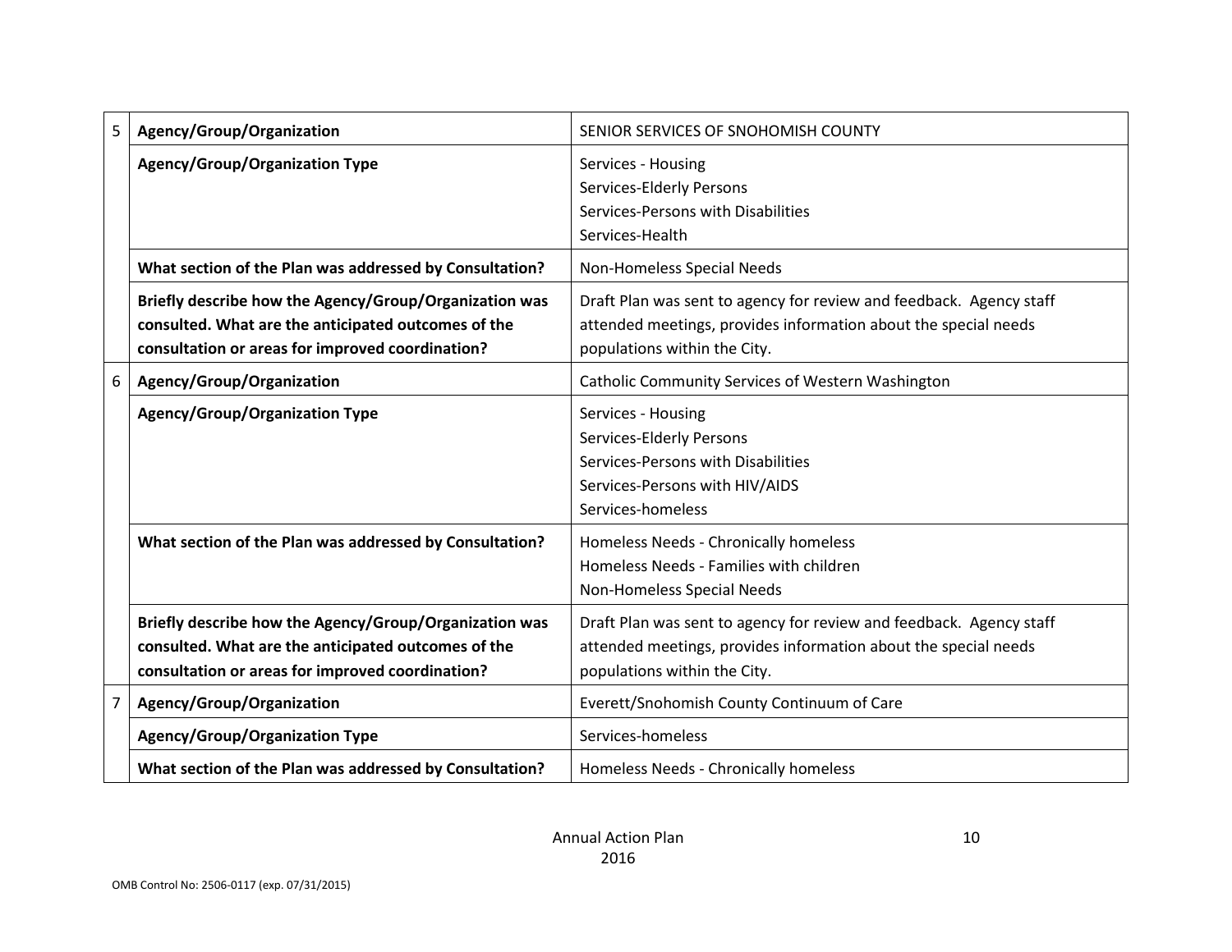| | | |
|---|---|---|
| 5 | **Agency/Group/Organization** | SENIOR SERVICES OF SNOHOMISH COUNTY |
| | **Agency/Group/Organization Type** | Services - Housing<br>Services-Elderly Persons<br>Services-Persons with Disabilities<br>Services-Health |
| | **What section of the Plan was addressed by Consultation?** | Non-Homeless Special Needs |
| | **Briefly describe how the Agency/Group/Organization was consulted. What are the anticipated outcomes of the consultation or areas for improved coordination?** | Draft Plan was sent to agency for review and feedback. Agency staff attended meetings, provides information about the special needs populations within the City. |
| 6 | **Agency/Group/Organization** | Catholic Community Services of Western Washington |
| | **Agency/Group/Organization Type** | Services - Housing<br>Services-Elderly Persons<br>Services-Persons with Disabilities<br>Services-Persons with HIV/AIDS<br>Services-homeless |
| | **What section of the Plan was addressed by Consultation?** | Homeless Needs - Chronically homeless<br>Homeless Needs - Families with children<br>Non-Homeless Special Needs |
| | **Briefly describe how the Agency/Group/Organization was consulted. What are the anticipated outcomes of the consultation or areas for improved coordination?** | Draft Plan was sent to agency for review and feedback. Agency staff attended meetings, provides information about the special needs populations within the City. |
| 7 | **Agency/Group/Organization** | Everett/Snohomish County Continuum of Care |
| | **Agency/Group/Organization Type** | Services-homeless |
| | **What section of the Plan was addressed by Consultation?** | Homeless Needs - Chronically homeless |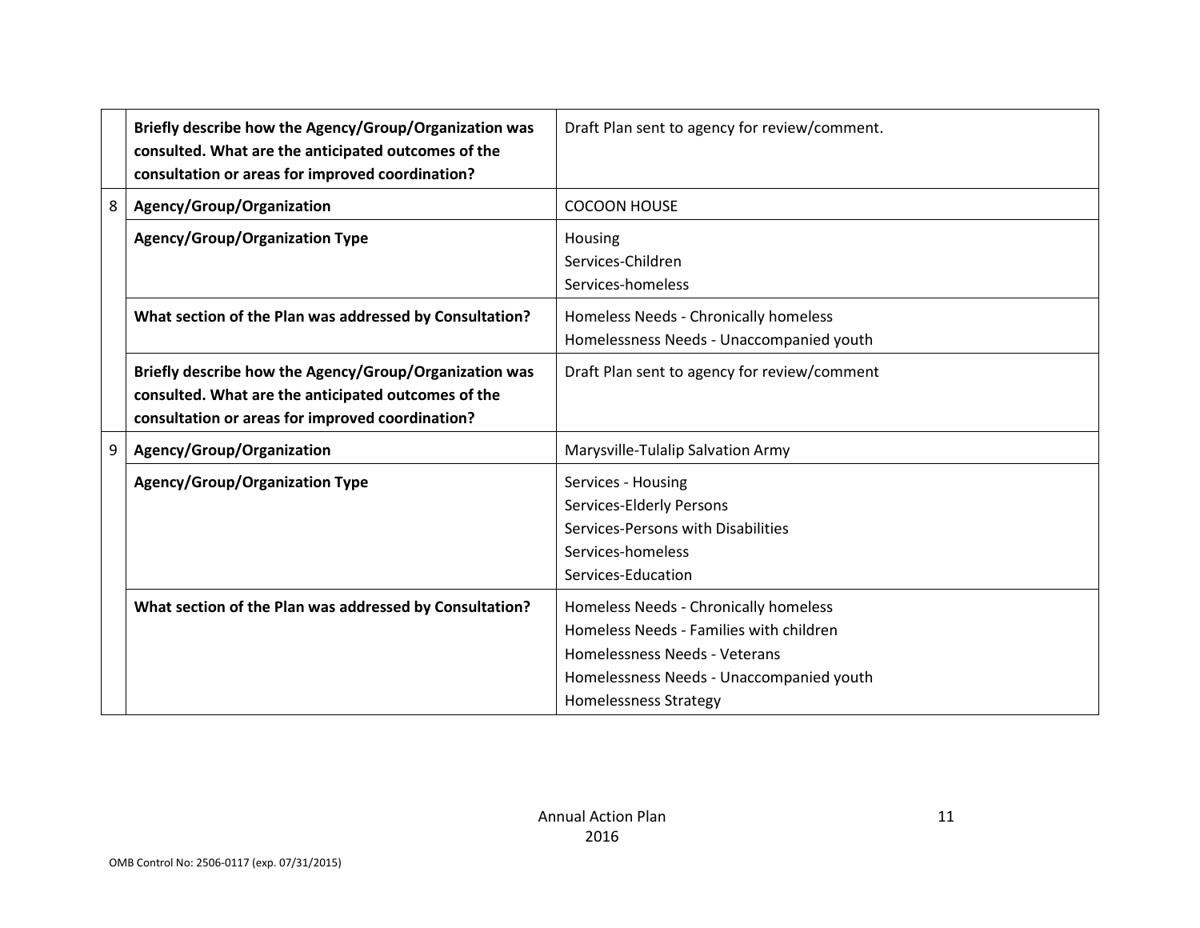| | | |
|---|---|---|
| | **Briefly describe how the Agency/Group/Organization was consulted. What are the anticipated outcomes of the consultation or areas for improved coordination?** | Draft Plan sent to agency for review/comment. |
| 8 | **Agency/Group/Organization** | COCOON HOUSE |
| | **Agency/Group/Organization Type** | Housing<br>Services-Children<br>Services-homeless |
| | **What section of the Plan was addressed by Consultation?** | Homeless Needs - Chronically homeless<br>Homelessness Needs - Unaccompanied youth |
| | **Briefly describe how the Agency/Group/Organization was consulted. What are the anticipated outcomes of the consultation or areas for improved coordination?** | Draft Plan sent to agency for review/comment |
| 9 | **Agency/Group/Organization** | Marysville-Tulalip Salvation Army |
| | **Agency/Group/Organization Type** | Services - Housing<br>Services-Elderly Persons<br>Services-Persons with Disabilities<br>Services-homeless<br>Services-Education |
| | **What section of the Plan was addressed by Consultation?** | Homeless Needs - Chronically homeless<br>Homeless Needs - Families with children<br>Homelessness Needs - Veterans<br>Homelessness Needs - Unaccompanied youth<br>Homelessness Strategy |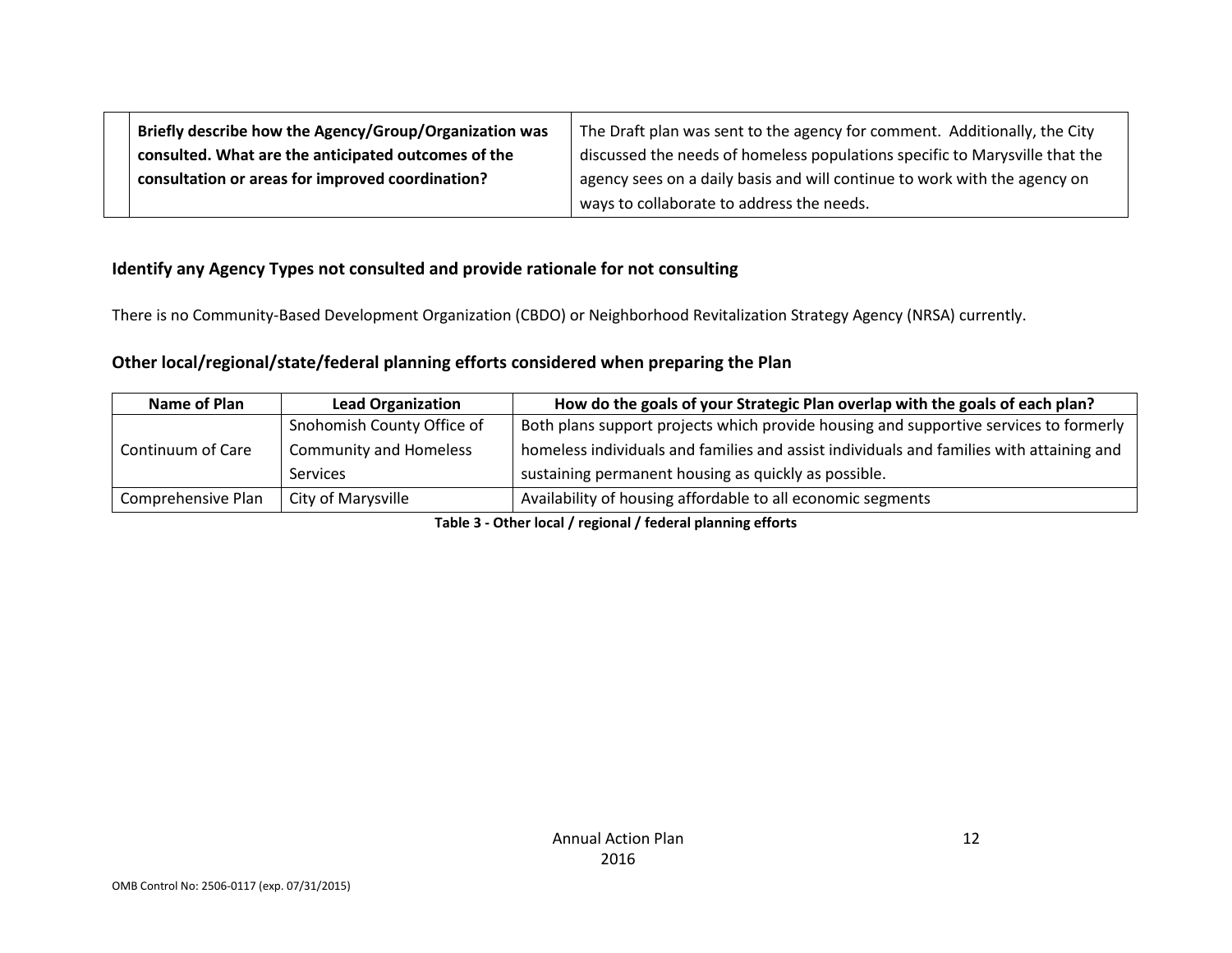| | Briefly describe how the Agency/Group/Organization was consulted. What are the anticipated outcomes of the consultation or areas for improved coordination? | The Draft plan was sent to the agency for comment. Additionally, the City discussed the needs of homeless populations specific to Marysville that the agency sees on a daily basis and will continue to work with the agency on ways to collaborate to address the needs. |
|---|---|---|

## Identify any Agency Types not consulted and provide rationale for not consulting

There is no Community-Based Development Organization (CBDO) or Neighborhood Revitalization Strategy Agency (NRSA) currently.

## Other local/regional/state/federal planning efforts considered when preparing the Plan

| Name of Plan | Lead Organization | How do the goals of your Strategic Plan overlap with the goals of each plan? |
|---|---|---|
| Continuum of Care | Snohomish County Office of Community and Homeless Services | Both plans support projects which provide housing and supportive services to formerly homeless individuals and families and assist individuals and families with attaining and sustaining permanent housing as quickly as possible. |
| Comprehensive Plan | City of Marysville | Availability of housing affordable to all economic segments |

**Table 3 - Other local / regional / federal planning efforts**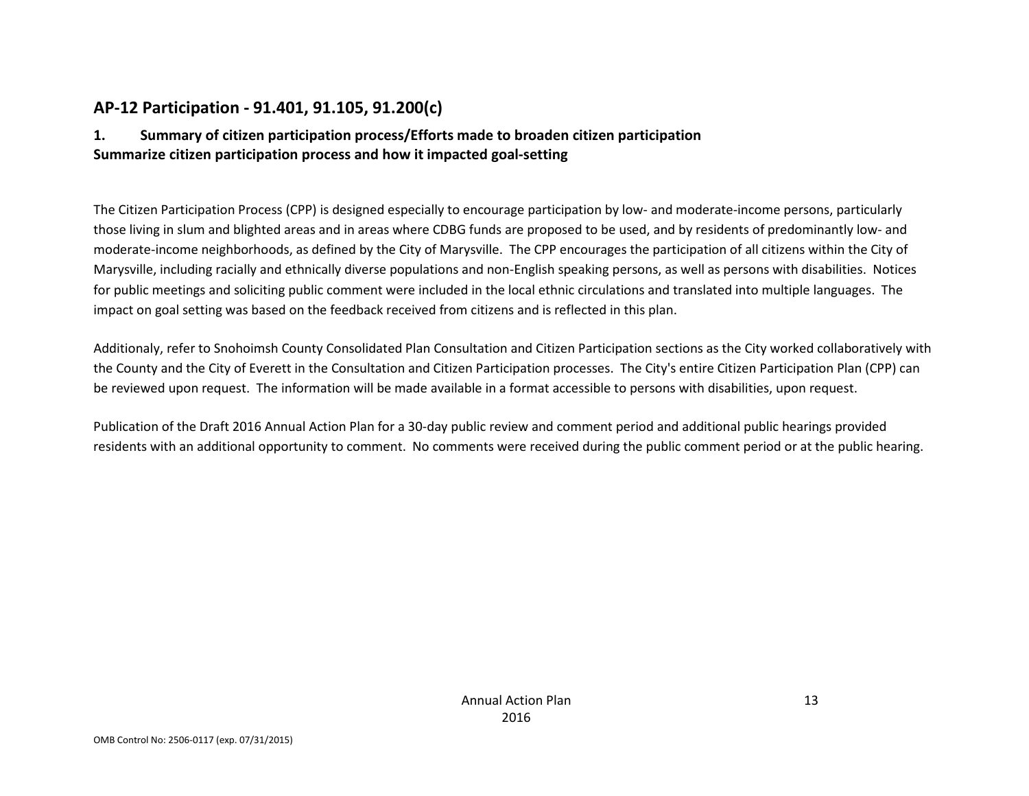## AP-12 Participation - 91.401, 91.105, 91.200(c)

### 1. Summary of citizen participation process/Efforts made to broaden citizen participation

### Summarize citizen participation process and how it impacted goal-setting

The Citizen Participation Process (CPP) is designed especially to encourage participation by low- and moderate-income persons, particularly those living in slum and blighted areas and in areas where CDBG funds are proposed to be used, and by residents of predominantly low- and moderate-income neighborhoods, as defined by the City of Marysville. The CPP encourages the participation of all citizens within the City of Marysville, including racially and ethnically diverse populations and non-English speaking persons, as well as persons with disabilities. Notices for public meetings and soliciting public comment were included in the local ethnic circulations and translated into multiple languages. The impact on goal setting was based on the feedback received from citizens and is reflected in this plan.

Additionaly, refer to Snohoimsh County Consolidated Plan Consultation and Citizen Participation sections as the City worked collaboratively with the County and the City of Everett in the Consultation and Citizen Participation processes. The City's entire Citizen Participation Plan (CPP) can be reviewed upon request. The information will be made available in a format accessible to persons with disabilities, upon request.

Publication of the Draft 2016 Annual Action Plan for a 30-day public review and comment period and additional public hearings provided residents with an additional opportunity to comment. No comments were received during the public comment period or at the public hearing.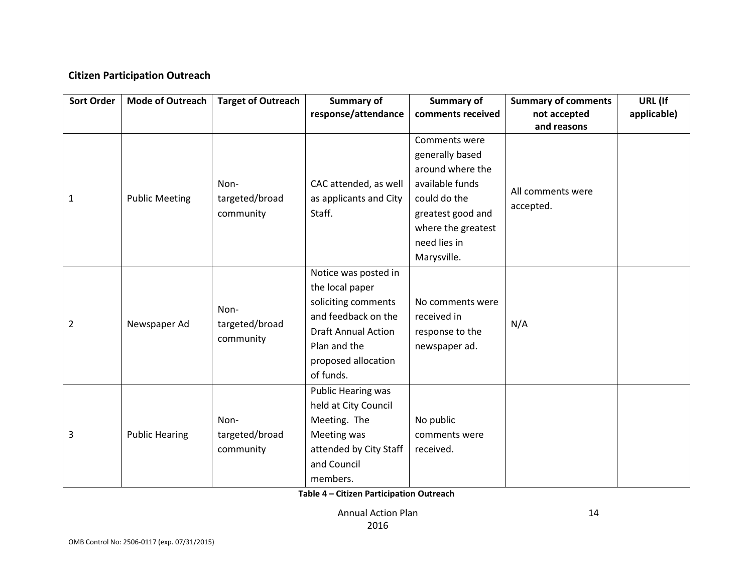## Citizen Participation Outreach

| Sort Order | Mode of Outreach | Target of Outreach | Summary of response/attendance | Summary of comments received | Summary of comments not accepted and reasons | URL (If applicable) |
|---|---|---|---|---|---|---|
| 1 | Public Meeting | Non-targeted/broad community | CAC attended, as well as applicants and City Staff. | Comments were generally based around where the available funds could do the greatest good and where the greatest need lies in Marysville. | All comments were accepted. | |
| 2 | Newspaper Ad | Non-targeted/broad community | Notice was posted in the local paper soliciting comments and feedback on the Draft Annual Action Plan and the proposed allocation of funds. | No comments were received in response to the newspaper ad. | N/A | |
| 3 | Public Hearing | Non-targeted/broad community | Public Hearing was held at City Council Meeting. The Meeting was attended by City Staff and Council members. | No public comments were received. | | |

**Table 4 – Citizen Participation Outreach**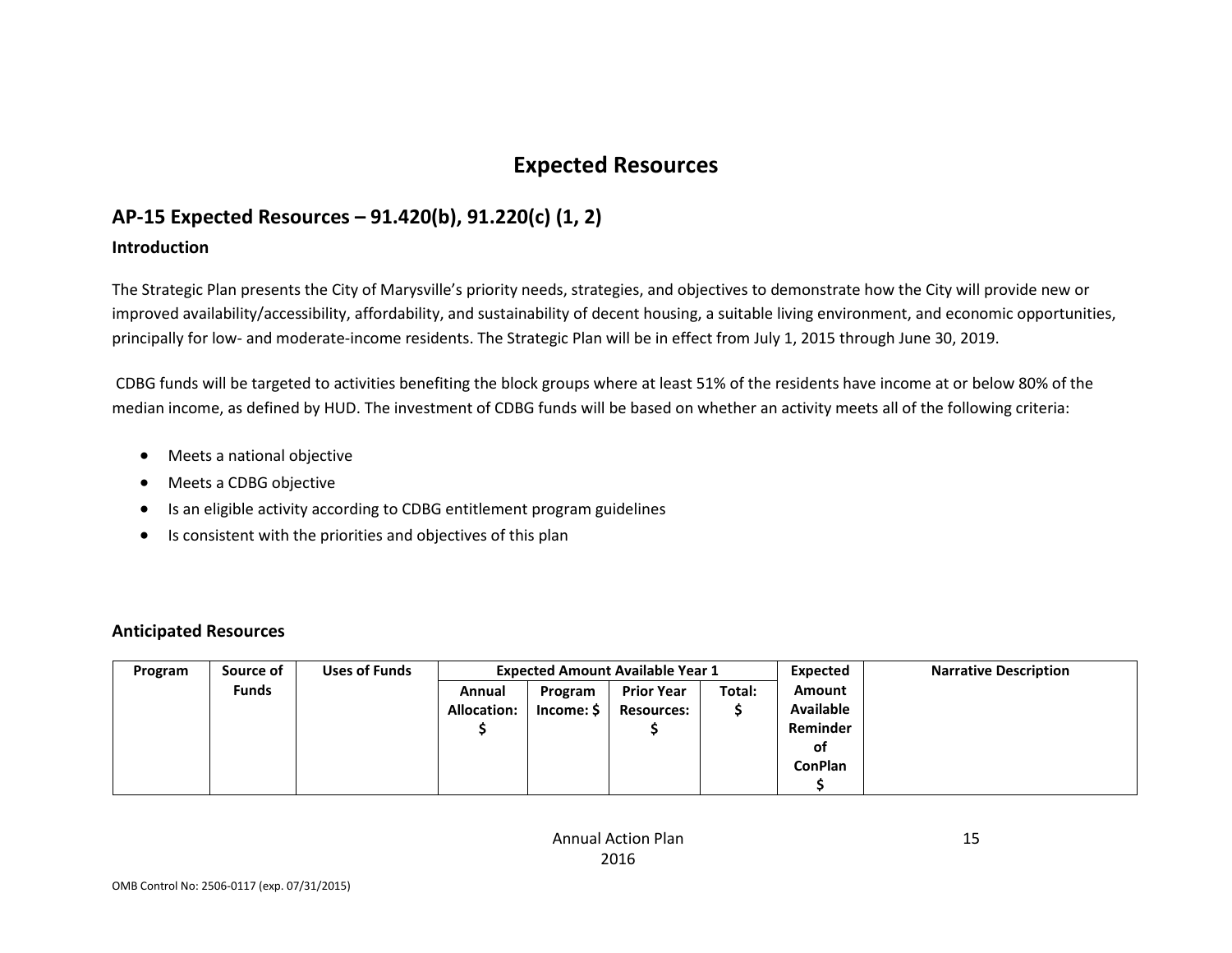# Expected Resources

## AP-15 Expected Resources – 91.420(b), 91.220(c) (1, 2)

### Introduction

The Strategic Plan presents the City of Marysville's priority needs, strategies, and objectives to demonstrate how the City will provide new or improved availability/accessibility, affordability, and sustainability of decent housing, a suitable living environment, and economic opportunities, principally for low- and moderate-income residents. The Strategic Plan will be in effect from July 1, 2015 through June 30, 2019.

CDBG funds will be targeted to activities benefiting the block groups where at least 51% of the residents have income at or below 80% of the median income, as defined by HUD. The investment of CDBG funds will be based on whether an activity meets all of the following criteria:

- Meets a national objective
- Meets a CDBG objective
- Is an eligible activity according to CDBG entitlement program guidelines
- Is consistent with the priorities and objectives of this plan

### Anticipated Resources

| Program | Source of Funds | Uses of Funds | Expected Amount Available Year 1 | | | | Expected Amount Available Reminder of ConPlan $ | Narrative Description |
|---|---|---|---|---|---|---|---|---|
| | | | Annual Allocation: $ | Program Income: $ | Prior Year Resources: $ | Total: $ | | |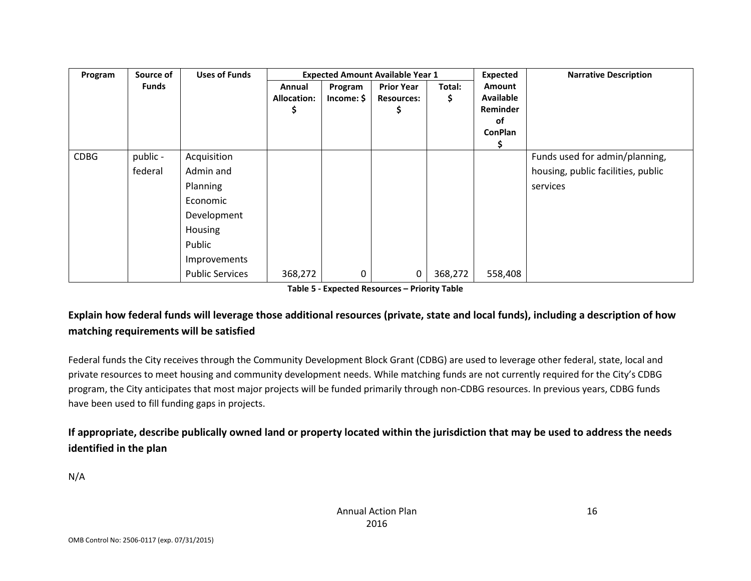| Program | Source of Funds | Uses of Funds | Expected Amount Available Year 1 | | | | Expected Amount Available Reminder of ConPlan $ | Narrative Description |
|---|---|---|---|---|---|---|---|---|
| | | | Annual Allocation: $ | Program Income: $ | Prior Year Resources: $ | Total: $ | | |
| CDBG | public - federal | Acquisition<br>Admin and Planning<br>Economic Development<br>Housing<br>Public Improvements<br>Public Services | 368,272 | 0 | 0 | 368,272 | 558,408 | Funds used for admin/planning, housing, public facilities, public services |

**Table 5 - Expected Resources – Priority Table**

**Explain how federal funds will leverage those additional resources (private, state and local funds), including a description of how matching requirements will be satisfied**

Federal funds the City receives through the Community Development Block Grant (CDBG) are used to leverage other federal, state, local and private resources to meet housing and community development needs. While matching funds are not currently required for the City's CDBG program, the City anticipates that most major projects will be funded primarily through non-CDBG resources. In previous years, CDBG funds have been used to fill funding gaps in projects.

**If appropriate, describe publically owned land or property located within the jurisdiction that may be used to address the needs identified in the plan**

N/A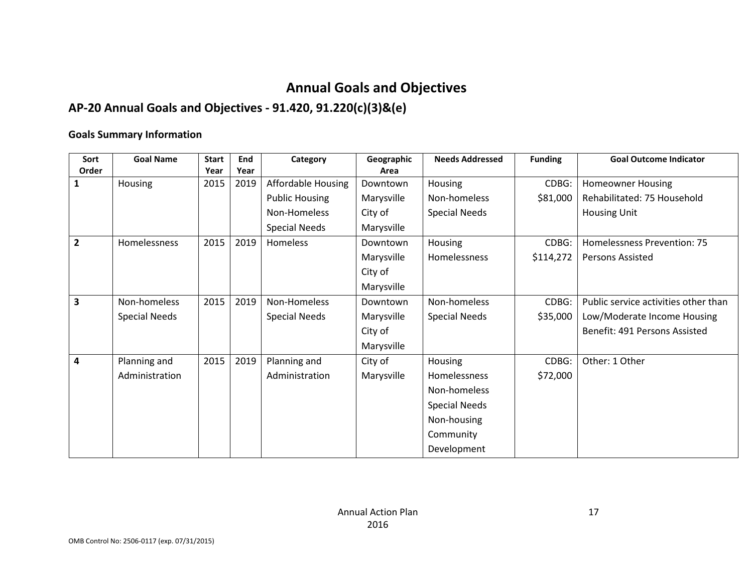# Annual Goals and Objectives

## AP-20 Annual Goals and Objectives - 91.420, 91.220(c)(3)&(e)

### Goals Summary Information

| Sort Order | Goal Name | Start Year | End Year | Category | Geographic Area | Needs Addressed | Funding | Goal Outcome Indicator |
|---|---|---|---|---|---|---|---|---|
| 1 | Housing | 2015 | 2019 | Affordable Housing<br>Public Housing<br>Non-Homeless<br>Special Needs | Downtown Marysville<br>City of Marysville | Housing<br>Non-homeless<br>Special Needs | CDBG: $81,000 | Homeowner Housing Rehabilitated: 75 Household Housing Unit |
| 2 | Homelessness | 2015 | 2019 | Homeless | Downtown Marysville<br>City of Marysville | Housing<br>Homelessness | CDBG: $114,272 | Homelessness Prevention: 75 Persons Assisted |
| 3 | Non-homeless Special Needs | 2015 | 2019 | Non-Homeless Special Needs | Downtown Marysville<br>City of Marysville | Non-homeless Special Needs | CDBG: $35,000 | Public service activities other than Low/Moderate Income Housing Benefit: 491 Persons Assisted |
| 4 | Planning and Administration | 2015 | 2019 | Planning and Administration | City of Marysville | Housing<br>Homelessness<br>Non-homeless<br>Special Needs<br>Non-housing<br>Community<br>Development | CDBG: $72,000 | Other: 1 Other |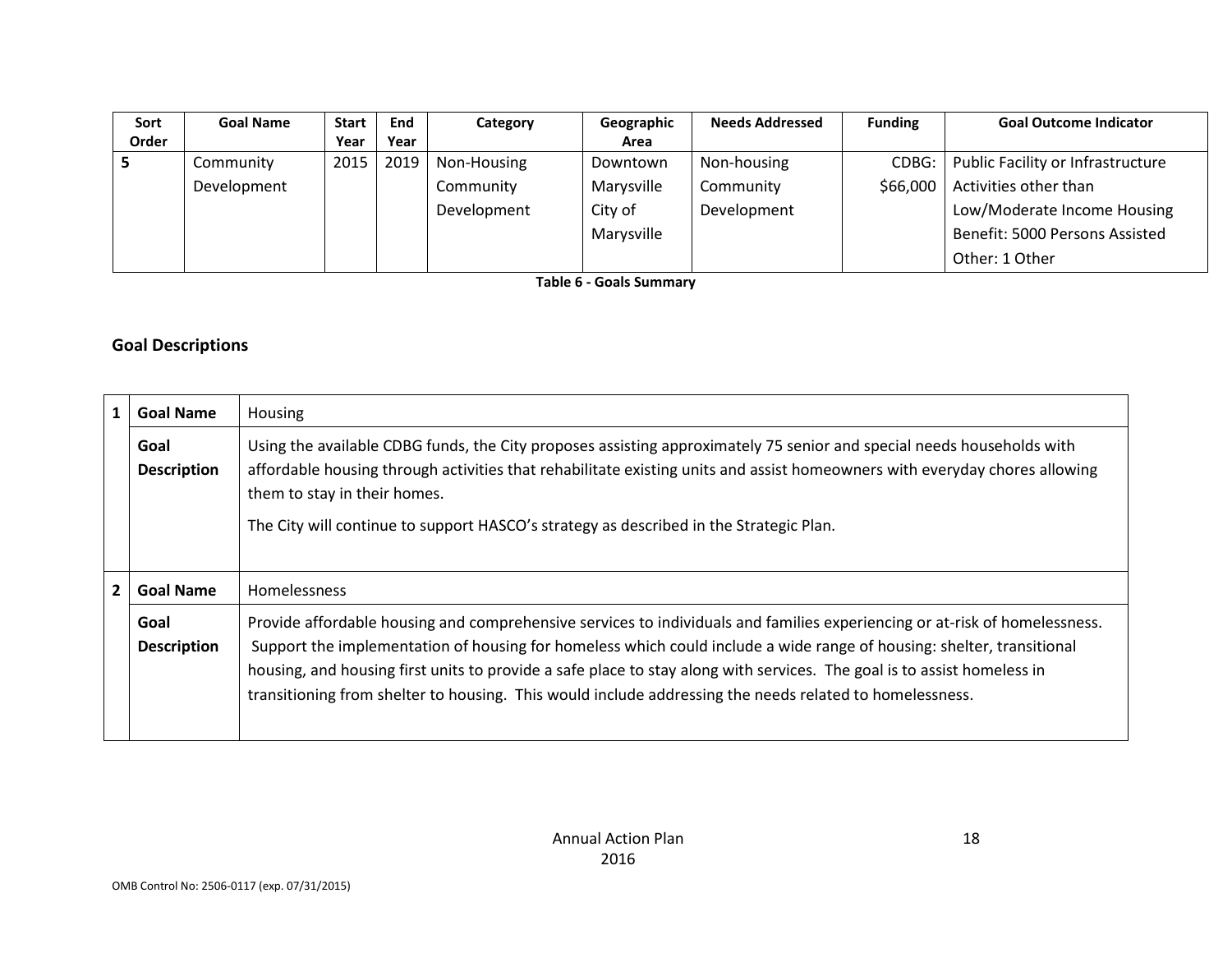| Sort Order | Goal Name | Start Year | End Year | Category | Geographic Area | Needs Addressed | Funding | Goal Outcome Indicator |
|---|---|---|---|---|---|---|---|---|
| 5 | Community Development | 2015 | 2019 | Non-Housing Community Development | Downtown Marysville City of Marysville | Non-housing Community Development | CDBG: $66,000 | Public Facility or Infrastructure Activities other than Low/Moderate Income Housing Benefit: 5000 Persons Assisted Other: 1 Other |

**Table 6 - Goals Summary**

## Goal Descriptions

| | | |
|---|---|---|
| 1 | **Goal Name** | Housing |
| | **Goal Description** | Using the available CDBG funds, the City proposes assisting approximately 75 senior and special needs households with affordable housing through activities that rehabilitate existing units and assist homeowners with everyday chores allowing them to stay in their homes. The City will continue to support HASCO's strategy as described in the Strategic Plan. |
| 2 | **Goal Name** | Homelessness |
| | **Goal Description** | Provide affordable housing and comprehensive services to individuals and families experiencing or at-risk of homelessness. Support the implementation of housing for homeless which could include a wide range of housing: shelter, transitional housing, and housing first units to provide a safe place to stay along with services. The goal is to assist homeless in transitioning from shelter to housing. This would include addressing the needs related to homelessness. |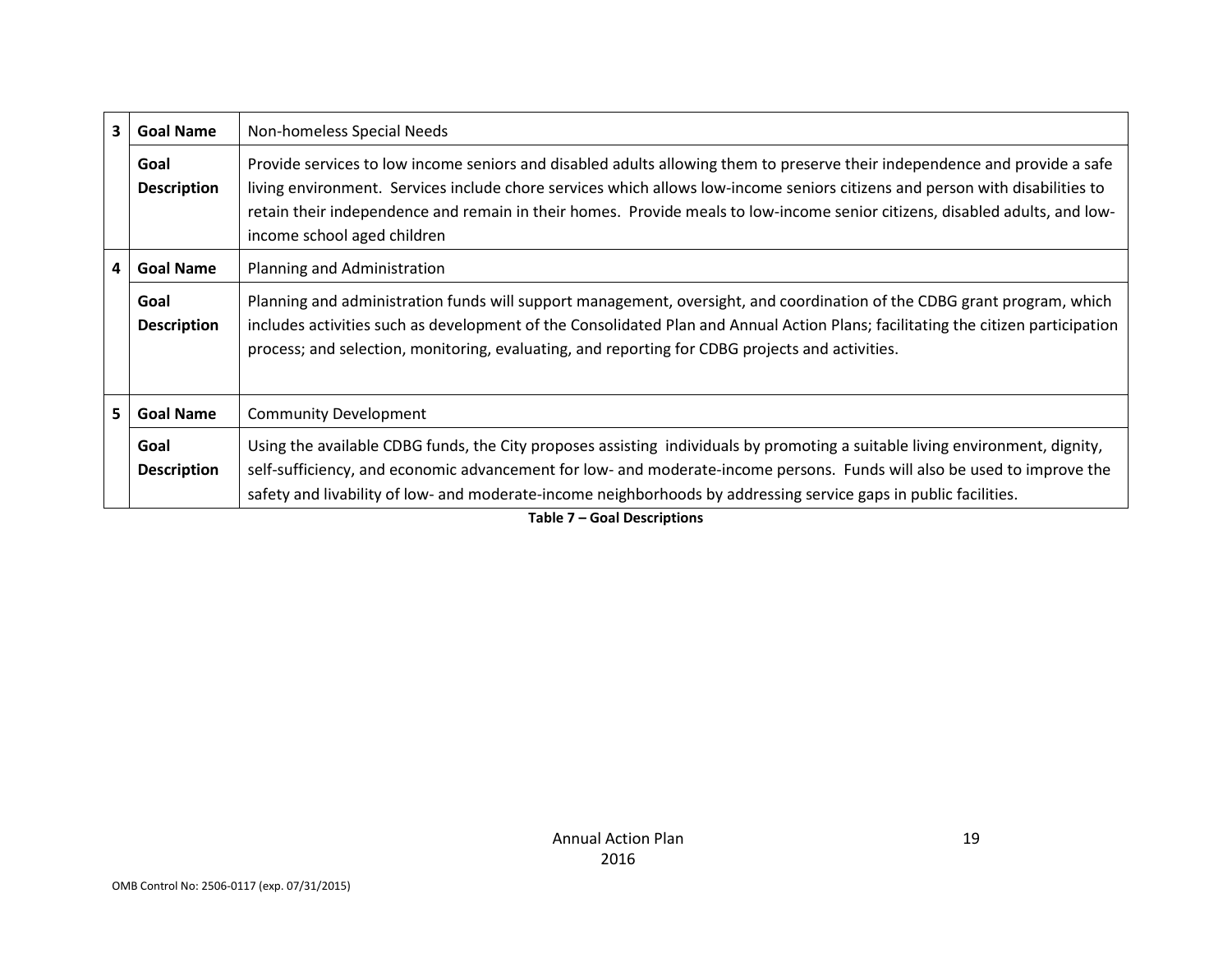| | | |
|---|---|---|
| 3 | **Goal Name** | Non-homeless Special Needs |
| | **Goal Description** | Provide services to low income seniors and disabled adults allowing them to preserve their independence and provide a safe living environment. Services include chore services which allows low-income seniors citizens and person with disabilities to retain their independence and remain in their homes. Provide meals to low-income senior citizens, disabled adults, and low-income school aged children |
| 4 | **Goal Name** | Planning and Administration |
| | **Goal Description** | Planning and administration funds will support management, oversight, and coordination of the CDBG grant program, which includes activities such as development of the Consolidated Plan and Annual Action Plans; facilitating the citizen participation process; and selection, monitoring, evaluating, and reporting for CDBG projects and activities. |
| 5 | **Goal Name** | Community Development |
| | **Goal Description** | Using the available CDBG funds, the City proposes assisting individuals by promoting a suitable living environment, dignity, self-sufficiency, and economic advancement for low- and moderate-income persons. Funds will also be used to improve the safety and livability of low- and moderate-income neighborhoods by addressing service gaps in public facilities. |

**Table 7 – Goal Descriptions**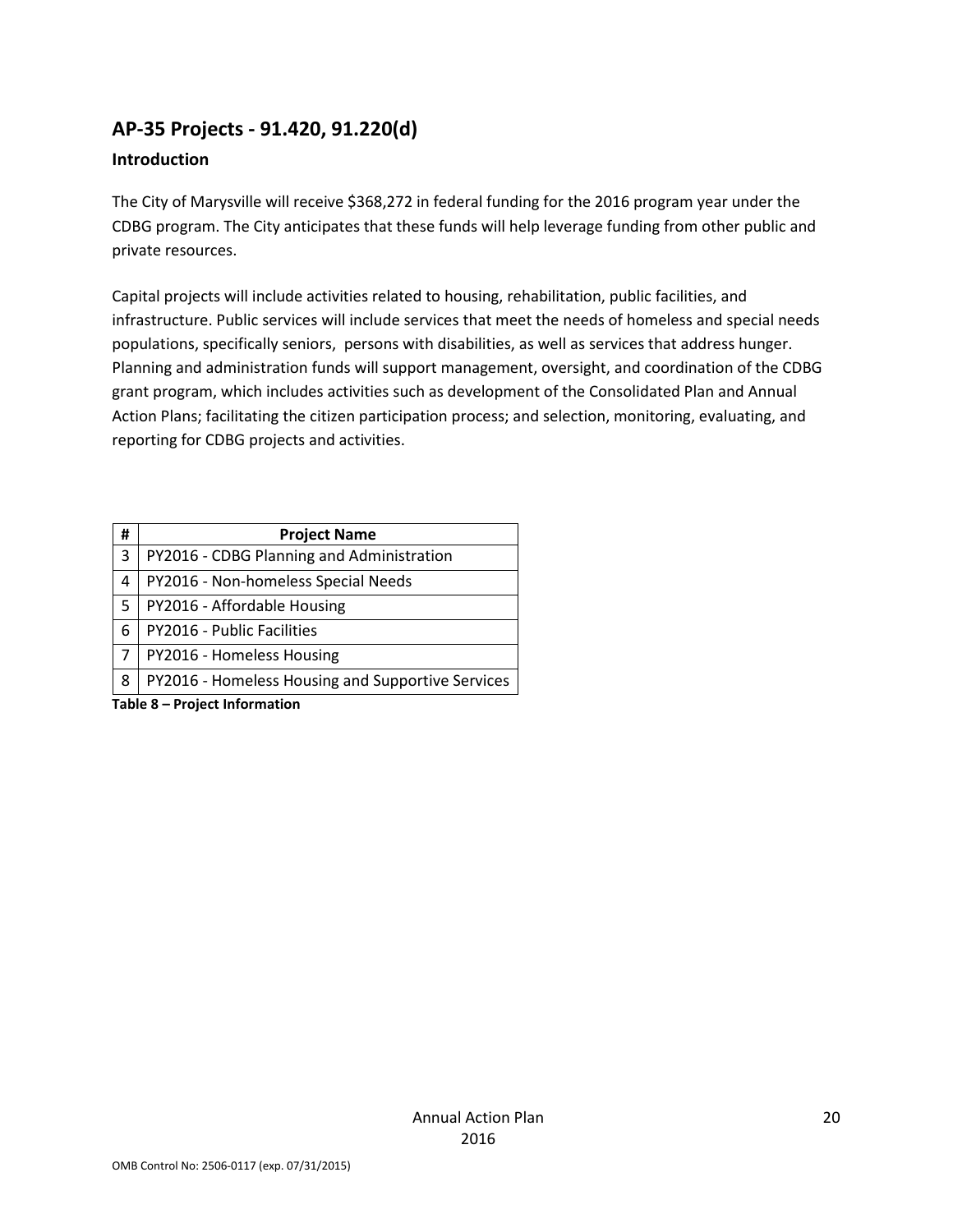## AP-35 Projects - 91.420, 91.220(d)

### Introduction

The City of Marysville will receive $368,272 in federal funding for the 2016 program year under the CDBG program. The City anticipates that these funds will help leverage funding from other public and private resources.

Capital projects will include activities related to housing, rehabilitation, public facilities, and infrastructure. Public services will include services that meet the needs of homeless and special needs populations, specifically seniors, persons with disabilities, as well as services that address hunger. Planning and administration funds will support management, oversight, and coordination of the CDBG grant program, which includes activities such as development of the Consolidated Plan and Annual Action Plans; facilitating the citizen participation process; and selection, monitoring, evaluating, and reporting for CDBG projects and activities.

| # | Project Name |
|---|---|
| 3 | PY2016 - CDBG Planning and Administration |
| 4 | PY2016 - Non-homeless Special Needs |
| 5 | PY2016 - Affordable Housing |
| 6 | PY2016 - Public Facilities |
| 7 | PY2016 - Homeless Housing |
| 8 | PY2016 - Homeless Housing and Supportive Services |

**Table 8 – Project Information**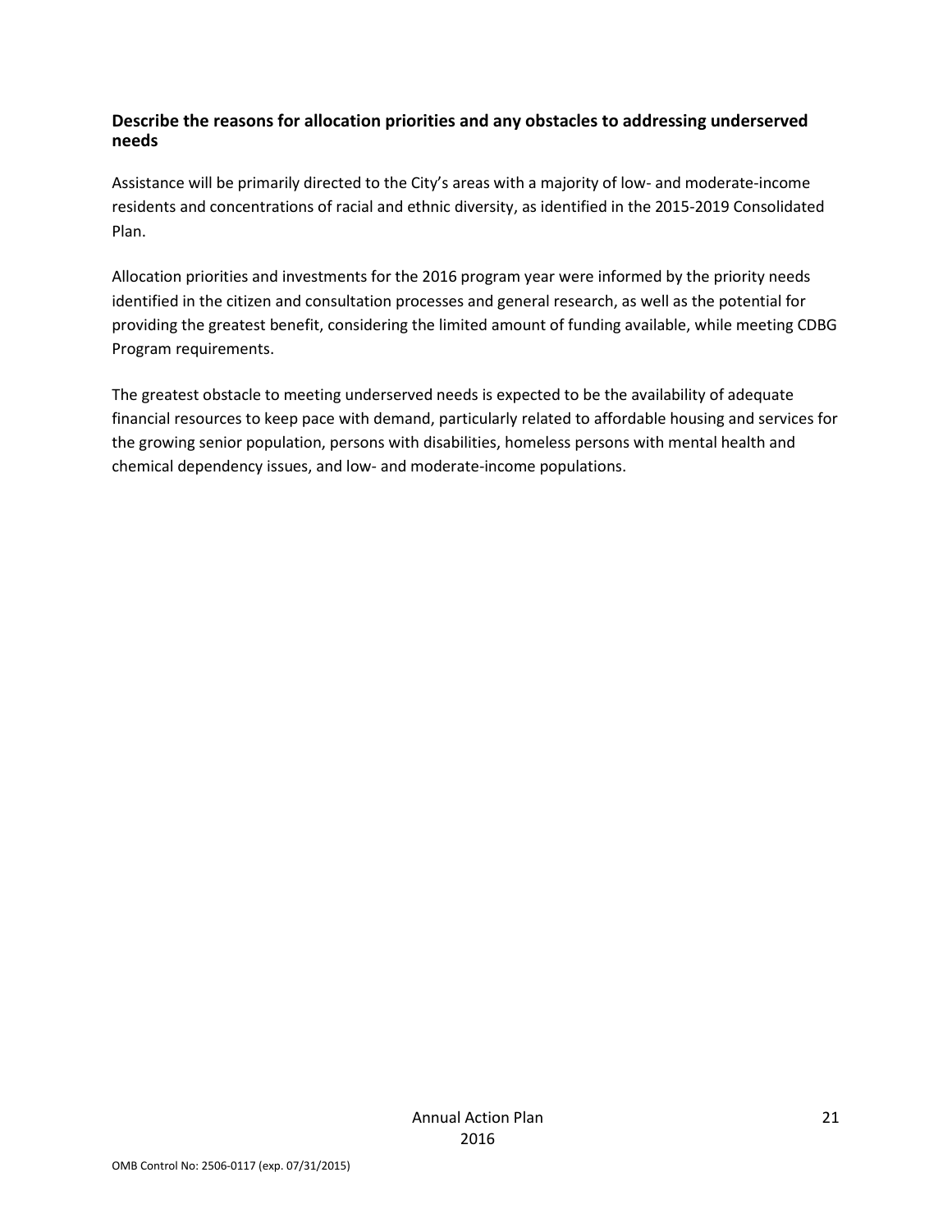### Describe the reasons for allocation priorities and any obstacles to addressing underserved needs

Assistance will be primarily directed to the City's areas with a majority of low- and moderate-income residents and concentrations of racial and ethnic diversity, as identified in the 2015-2019 Consolidated Plan.

Allocation priorities and investments for the 2016 program year were informed by the priority needs identified in the citizen and consultation processes and general research, as well as the potential for providing the greatest benefit, considering the limited amount of funding available, while meeting CDBG Program requirements.

The greatest obstacle to meeting underserved needs is expected to be the availability of adequate financial resources to keep pace with demand, particularly related to affordable housing and services for the growing senior population, persons with disabilities, homeless persons with mental health and chemical dependency issues, and low- and moderate-income populations.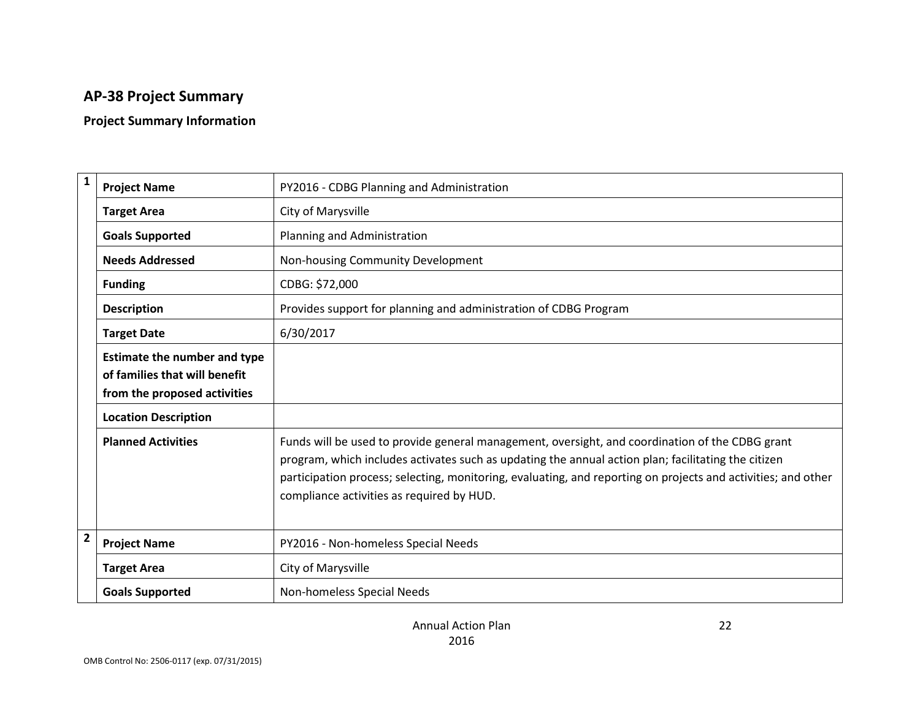## AP-38 Project Summary

### Project Summary Information

| # | Field | Value |
|---|---|---|
| 1 | **Project Name** | PY2016 - CDBG Planning and Administration |
| | **Target Area** | City of Marysville |
| | **Goals Supported** | Planning and Administration |
| | **Needs Addressed** | Non-housing Community Development |
| | **Funding** | CDBG: $72,000 |
| | **Description** | Provides support for planning and administration of CDBG Program |
| | **Target Date** | 6/30/2017 |
| | **Estimate the number and type of families that will benefit from the proposed activities** | |
| | **Location Description** | |
| | **Planned Activities** | Funds will be used to provide general management, oversight, and coordination of the CDBG grant program, which includes activates such as updating the annual action plan; facilitating the citizen participation process; selecting, monitoring, evaluating, and reporting on projects and activities; and other compliance activities as required by HUD. |
| 2 | **Project Name** | PY2016 - Non-homeless Special Needs |
| | **Target Area** | City of Marysville |
| | **Goals Supported** | Non-homeless Special Needs |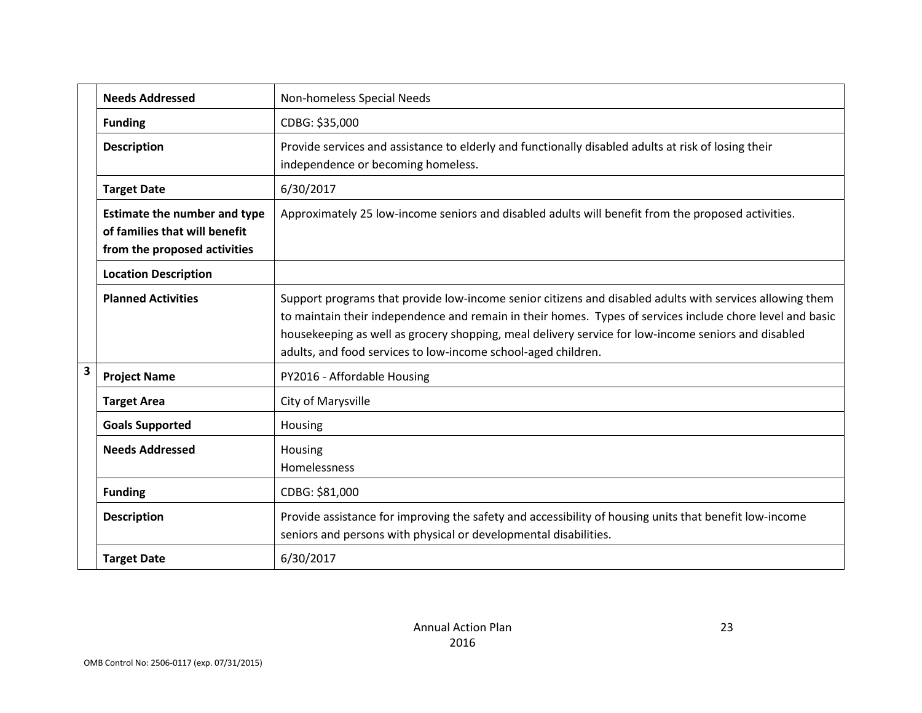| | | |
|---|---|---|
| | **Needs Addressed** | Non-homeless Special Needs |
| | **Funding** | CDBG: $35,000 |
| | **Description** | Provide services and assistance to elderly and functionally disabled adults at risk of losing their independence or becoming homeless. |
| | **Target Date** | 6/30/2017 |
| | **Estimate the number and type of families that will benefit from the proposed activities** | Approximately 25 low-income seniors and disabled adults will benefit from the proposed activities. |
| | **Location Description** | |
| | **Planned Activities** | Support programs that provide low-income senior citizens and disabled adults with services allowing them to maintain their independence and remain in their homes. Types of services include chore level and basic housekeeping as well as grocery shopping, meal delivery service for low-income seniors and disabled adults, and food services to low-income school-aged children. |
| **3** | **Project Name** | PY2016 - Affordable Housing |
| | **Target Area** | City of Marysville |
| | **Goals Supported** | Housing |
| | **Needs Addressed** | Housing<br>Homelessness |
| | **Funding** | CDBG: $81,000 |
| | **Description** | Provide assistance for improving the safety and accessibility of housing units that benefit low-income seniors and persons with physical or developmental disabilities. |
| | **Target Date** | 6/30/2017 |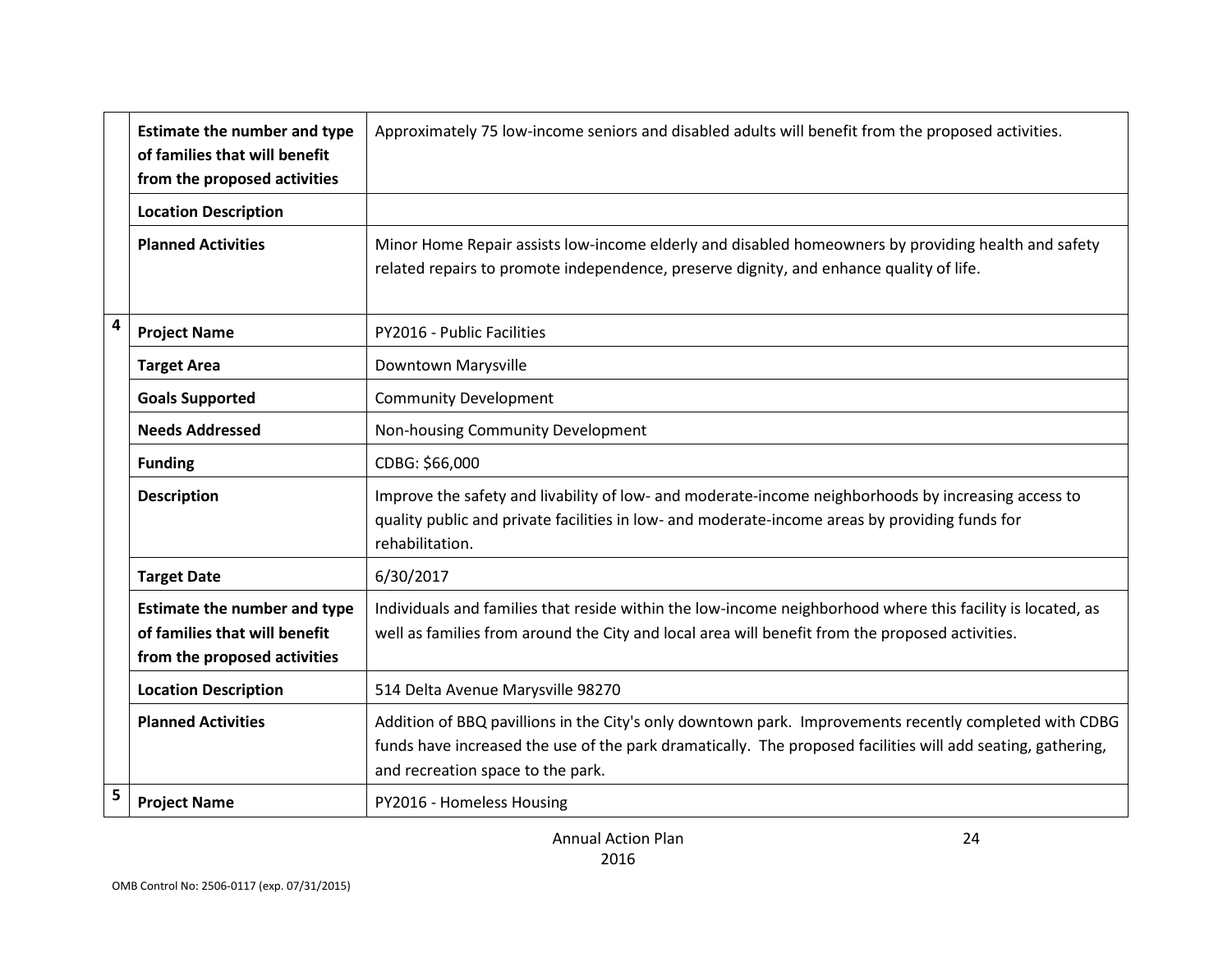| | | |
|---|---|---|
| | **Estimate the number and type of families that will benefit from the proposed activities** | Approximately 75 low-income seniors and disabled adults will benefit from the proposed activities. |
| | **Location Description** | |
| | **Planned Activities** | Minor Home Repair assists low-income elderly and disabled homeowners by providing health and safety related repairs to promote independence, preserve dignity, and enhance quality of life. |
| **4** | **Project Name** | PY2016 - Public Facilities |
| | **Target Area** | Downtown Marysville |
| | **Goals Supported** | Community Development |
| | **Needs Addressed** | Non-housing Community Development |
| | **Funding** | CDBG: $66,000 |
| | **Description** | Improve the safety and livability of low- and moderate-income neighborhoods by increasing access to quality public and private facilities in low- and moderate-income areas by providing funds for rehabilitation. |
| | **Target Date** | 6/30/2017 |
| | **Estimate the number and type of families that will benefit from the proposed activities** | Individuals and families that reside within the low-income neighborhood where this facility is located, as well as families from around the City and local area will benefit from the proposed activities. |
| | **Location Description** | 514 Delta Avenue Marysville 98270 |
| | **Planned Activities** | Addition of BBQ pavillions in the City's only downtown park. Improvements recently completed with CDBG funds have increased the use of the park dramatically. The proposed facilities will add seating, gathering, and recreation space to the park. |
| **5** | **Project Name** | PY2016 - Homeless Housing |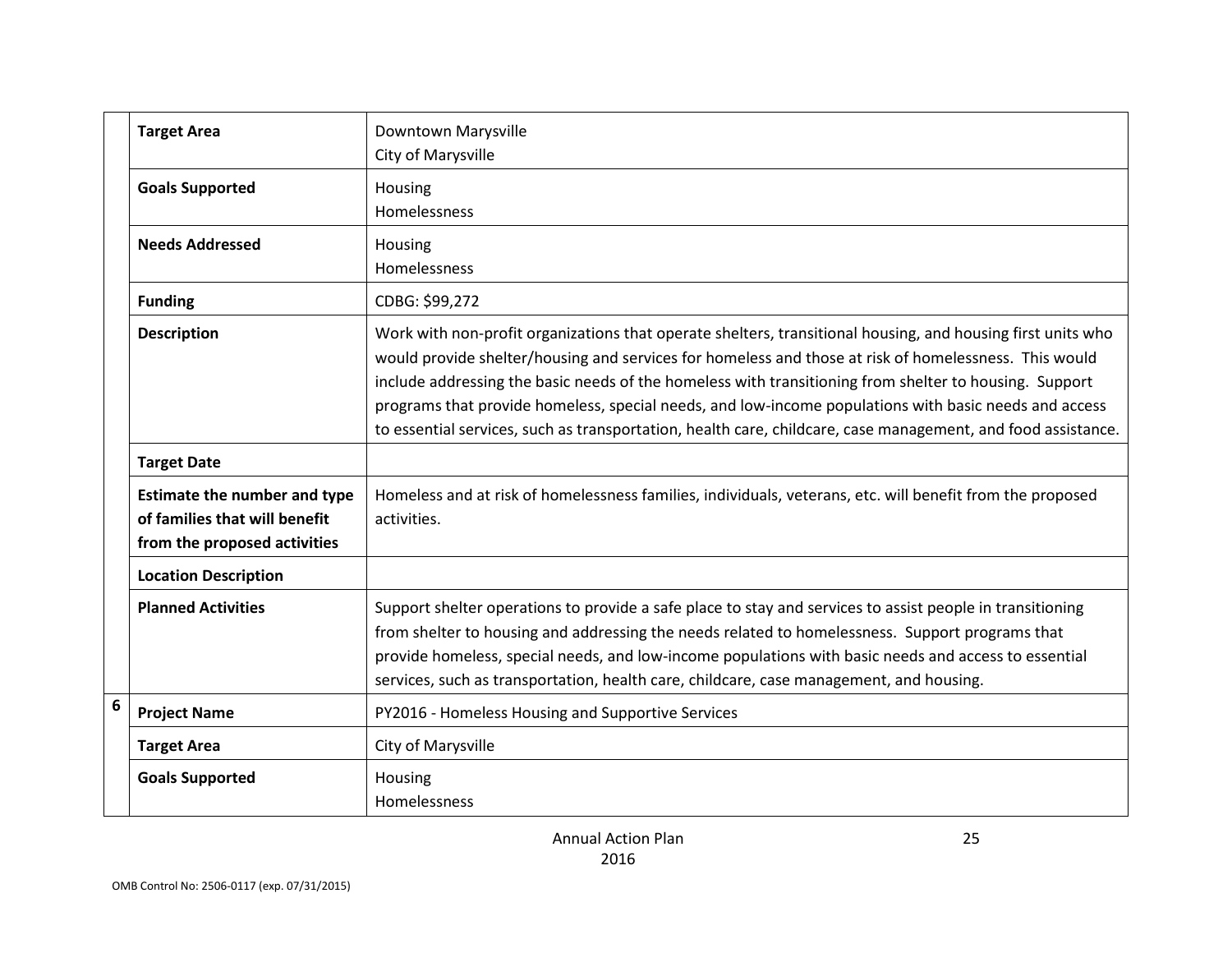| | | |
|---|---|---|
| | **Target Area** | Downtown Marysville<br>City of Marysville |
| | **Goals Supported** | Housing<br>Homelessness |
| | **Needs Addressed** | Housing<br>Homelessness |
| | **Funding** | CDBG: $99,272 |
| | **Description** | Work with non-profit organizations that operate shelters, transitional housing, and housing first units who would provide shelter/housing and services for homeless and those at risk of homelessness. This would include addressing the basic needs of the homeless with transitioning from shelter to housing. Support programs that provide homeless, special needs, and low-income populations with basic needs and access to essential services, such as transportation, health care, childcare, case management, and food assistance. |
| | **Target Date** | |
| | **Estimate the number and type of families that will benefit from the proposed activities** | Homeless and at risk of homelessness families, individuals, veterans, etc. will benefit from the proposed activities. |
| | **Location Description** | |
| | **Planned Activities** | Support shelter operations to provide a safe place to stay and services to assist people in transitioning from shelter to housing and addressing the needs related to homelessness. Support programs that provide homeless, special needs, and low-income populations with basic needs and access to essential services, such as transportation, health care, childcare, case management, and housing. |
| 6 | **Project Name** | PY2016 - Homeless Housing and Supportive Services |
| | **Target Area** | City of Marysville |
| | **Goals Supported** | Housing<br>Homelessness |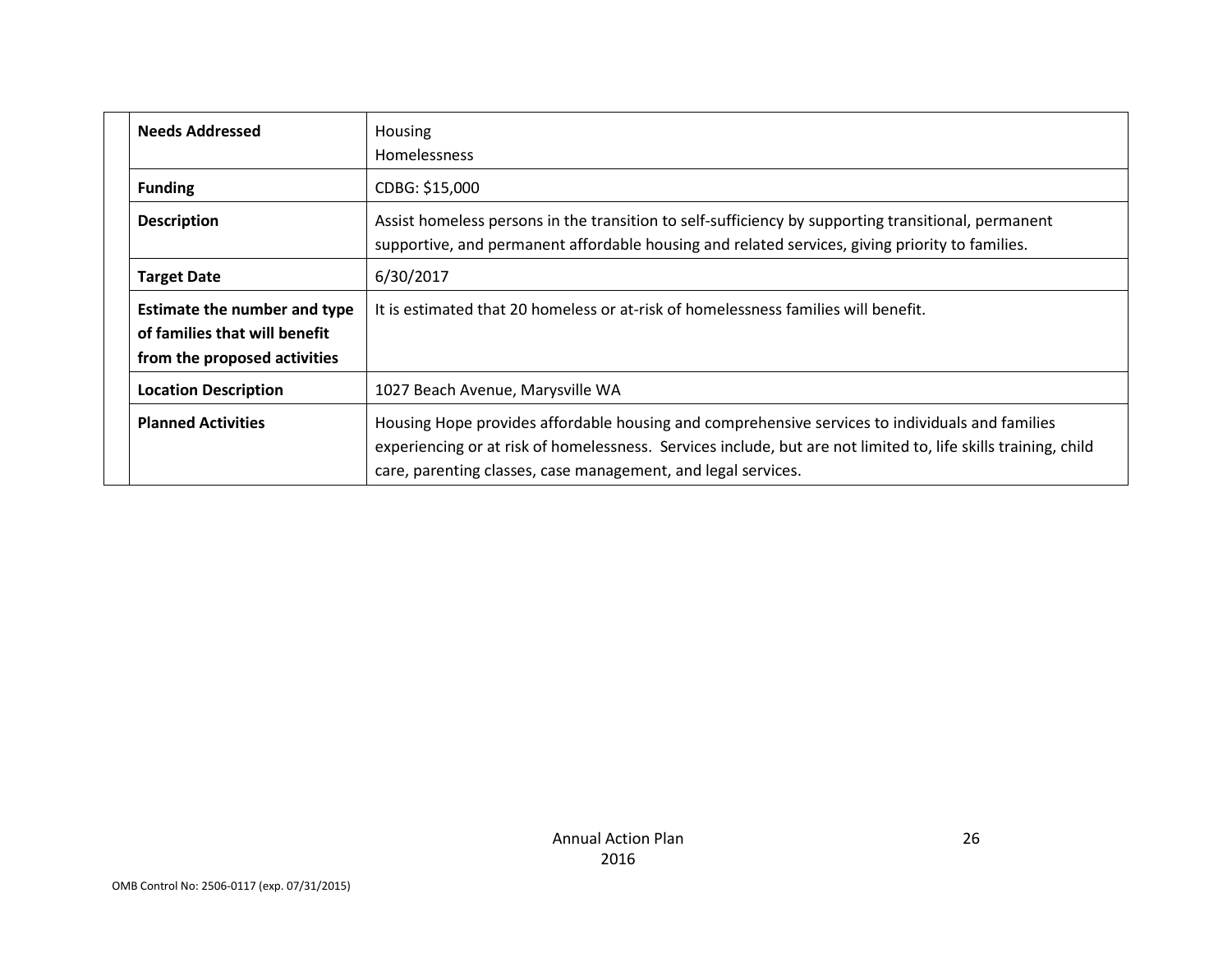| | |
|---|---|
| **Needs Addressed** | Housing<br>Homelessness |
| **Funding** | CDBG: $15,000 |
| **Description** | Assist homeless persons in the transition to self-sufficiency by supporting transitional, permanent supportive, and permanent affordable housing and related services, giving priority to families. |
| **Target Date** | 6/30/2017 |
| **Estimate the number and type of families that will benefit from the proposed activities** | It is estimated that 20 homeless or at-risk of homelessness families will benefit. |
| **Location Description** | 1027 Beach Avenue, Marysville WA |
| **Planned Activities** | Housing Hope provides affordable housing and comprehensive services to individuals and families experiencing or at risk of homelessness. Services include, but are not limited to, life skills training, child care, parenting classes, case management, and legal services. |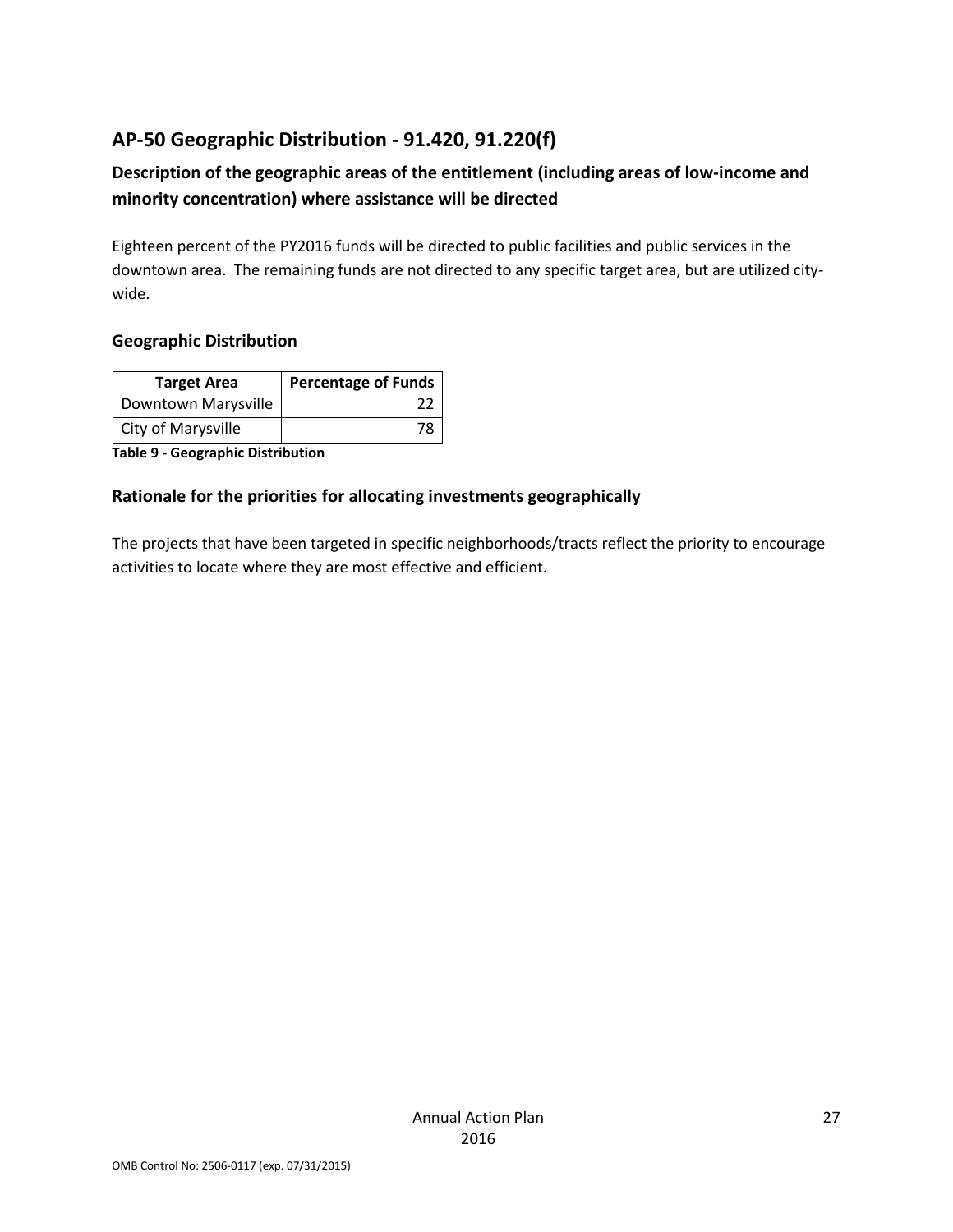## AP-50 Geographic Distribution - 91.420, 91.220(f)

### Description of the geographic areas of the entitlement (including areas of low-income and minority concentration) where assistance will be directed

Eighteen percent of the PY2016 funds will be directed to public facilities and public services in the downtown area. The remaining funds are not directed to any specific target area, but are utilized city-wide.

### Geographic Distribution

| Target Area | Percentage of Funds |
| --- | --- |
| Downtown Marysville | 22 |
| City of Marysville | 78 |

**Table 9 - Geographic Distribution**

### Rationale for the priorities for allocating investments geographically

The projects that have been targeted in specific neighborhoods/tracts reflect the priority to encourage activities to locate where they are most effective and efficient.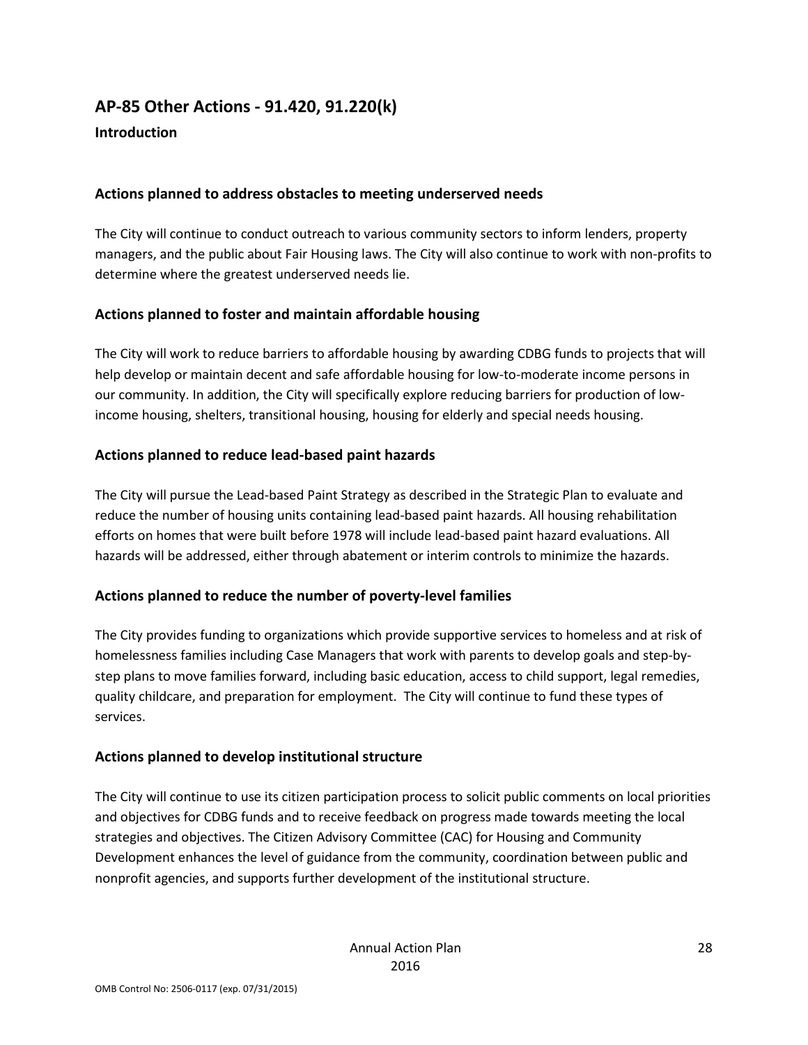## AP-85 Other Actions - 91.420, 91.220(k)

### Introduction

### Actions planned to address obstacles to meeting underserved needs

The City will continue to conduct outreach to various community sectors to inform lenders, property managers, and the public about Fair Housing laws. The City will also continue to work with non-profits to determine where the greatest underserved needs lie.

### Actions planned to foster and maintain affordable housing

The City will work to reduce barriers to affordable housing by awarding CDBG funds to projects that will help develop or maintain decent and safe affordable housing for low-to-moderate income persons in our community. In addition, the City will specifically explore reducing barriers for production of low-income housing, shelters, transitional housing, housing for elderly and special needs housing.

### Actions planned to reduce lead-based paint hazards

The City will pursue the Lead-based Paint Strategy as described in the Strategic Plan to evaluate and reduce the number of housing units containing lead-based paint hazards. All housing rehabilitation efforts on homes that were built before 1978 will include lead-based paint hazard evaluations. All hazards will be addressed, either through abatement or interim controls to minimize the hazards.

### Actions planned to reduce the number of poverty-level families

The City provides funding to organizations which provide supportive services to homeless and at risk of homelessness families including Case Managers that work with parents to develop goals and step-by-step plans to move families forward, including basic education, access to child support, legal remedies, quality childcare, and preparation for employment. The City will continue to fund these types of services.

### Actions planned to develop institutional structure

The City will continue to use its citizen participation process to solicit public comments on local priorities and objectives for CDBG funds and to receive feedback on progress made towards meeting the local strategies and objectives. The Citizen Advisory Committee (CAC) for Housing and Community Development enhances the level of guidance from the community, coordination between public and nonprofit agencies, and supports further development of the institutional structure.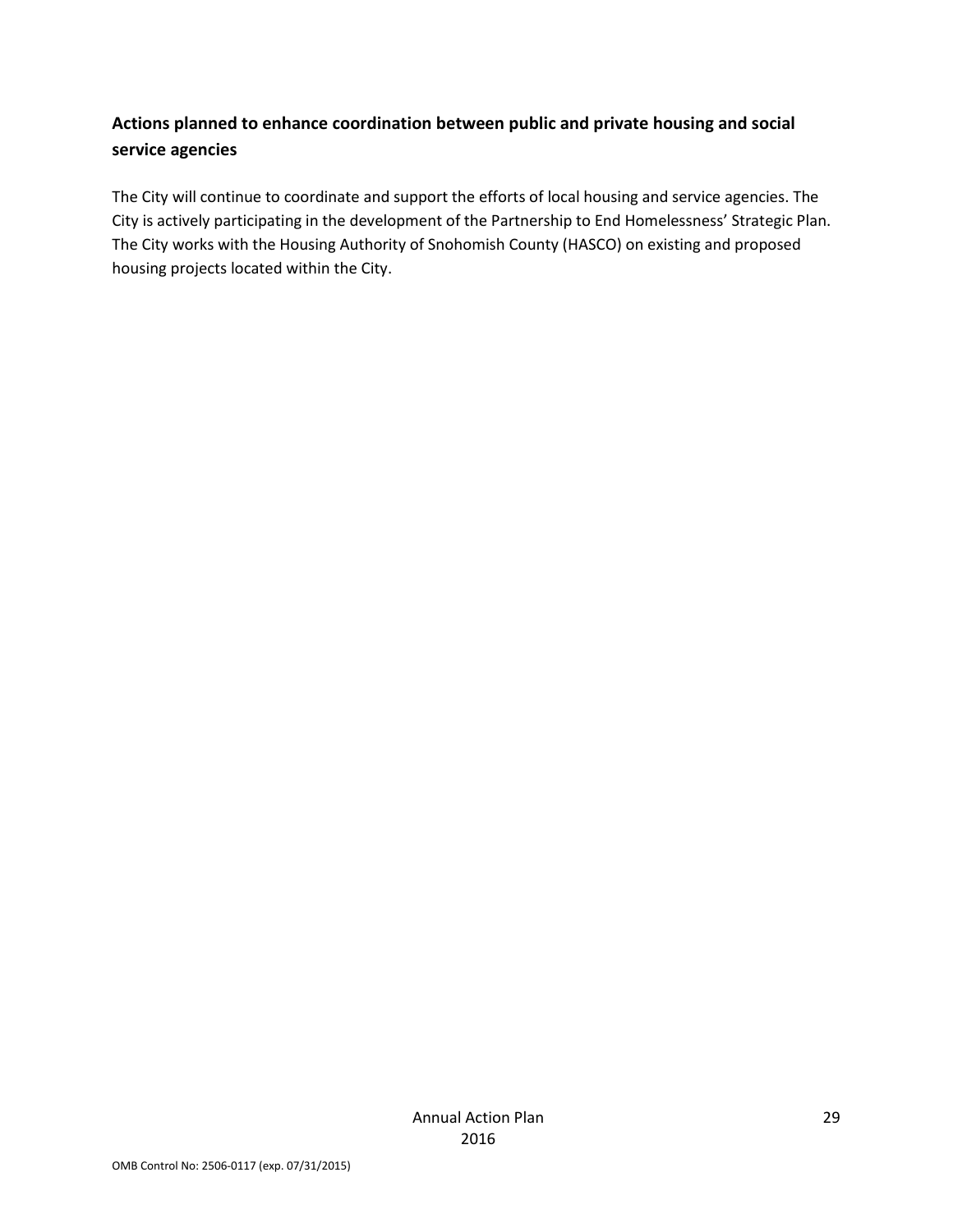## Actions planned to enhance coordination between public and private housing and social service agencies

The City will continue to coordinate and support the efforts of local housing and service agencies. The City is actively participating in the development of the Partnership to End Homelessness' Strategic Plan. The City works with the Housing Authority of Snohomish County (HASCO) on existing and proposed housing projects located within the City.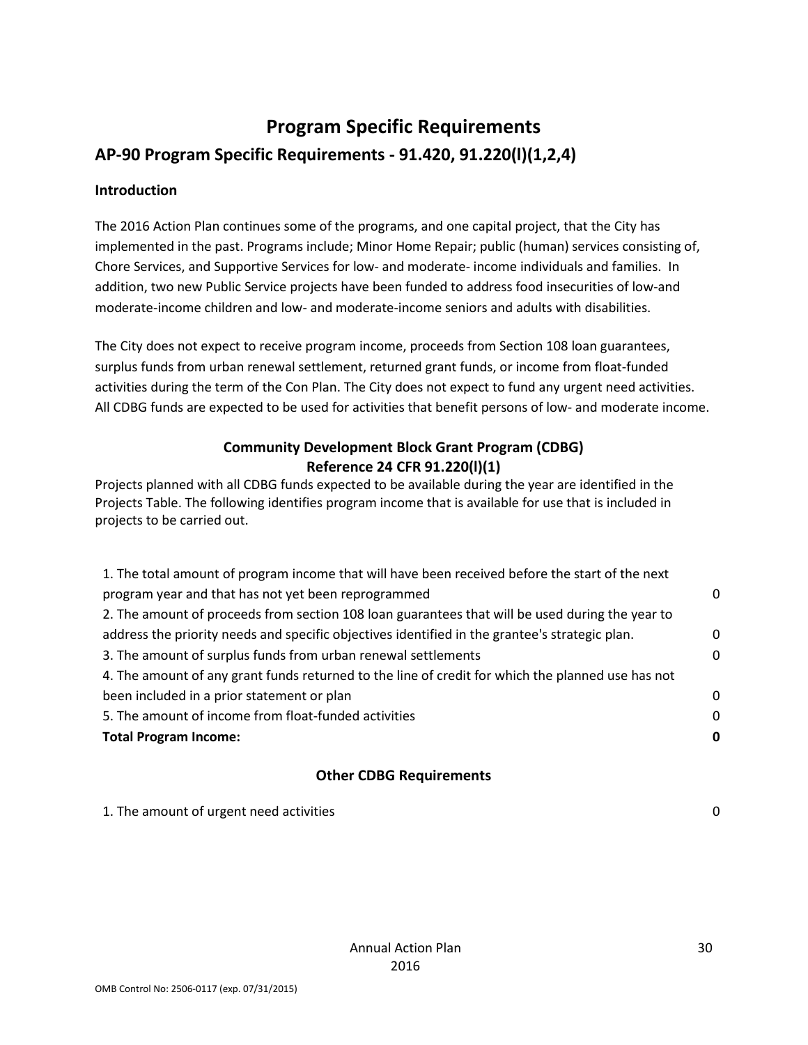# Program Specific Requirements

## AP-90 Program Specific Requirements - 91.420, 91.220(l)(1,2,4)

### Introduction

The 2016 Action Plan continues some of the programs, and one capital project, that the City has implemented in the past. Programs include; Minor Home Repair; public (human) services consisting of, Chore Services, and Supportive Services for low- and moderate- income individuals and families. In addition, two new Public Service projects have been funded to address food insecurities of low-and moderate-income children and low- and moderate-income seniors and adults with disabilities.

The City does not expect to receive program income, proceeds from Section 108 loan guarantees, surplus funds from urban renewal settlement, returned grant funds, or income from float-funded activities during the term of the Con Plan. The City does not expect to fund any urgent need activities. All CDBG funds are expected to be used for activities that benefit persons of low- and moderate income.

### Community Development Block Grant Program (CDBG)
### Reference 24 CFR 91.220(l)(1)

Projects planned with all CDBG funds expected to be available during the year are identified in the Projects Table. The following identifies program income that is available for use that is included in projects to be carried out.

| | |
|---|---|
| 1. The total amount of program income that will have been received before the start of the next program year and that has not yet been reprogrammed | 0 |
| 2. The amount of proceeds from section 108 loan guarantees that will be used during the year to address the priority needs and specific objectives identified in the grantee's strategic plan. | 0 |
| 3. The amount of surplus funds from urban renewal settlements | 0 |
| 4. The amount of any grant funds returned to the line of credit for which the planned use has not been included in a prior statement or plan | 0 |
| 5. The amount of income from float-funded activities | 0 |
| **Total Program Income:** | **0** |

### Other CDBG Requirements

| | |
|---|---|
| 1. The amount of urgent need activities | 0 |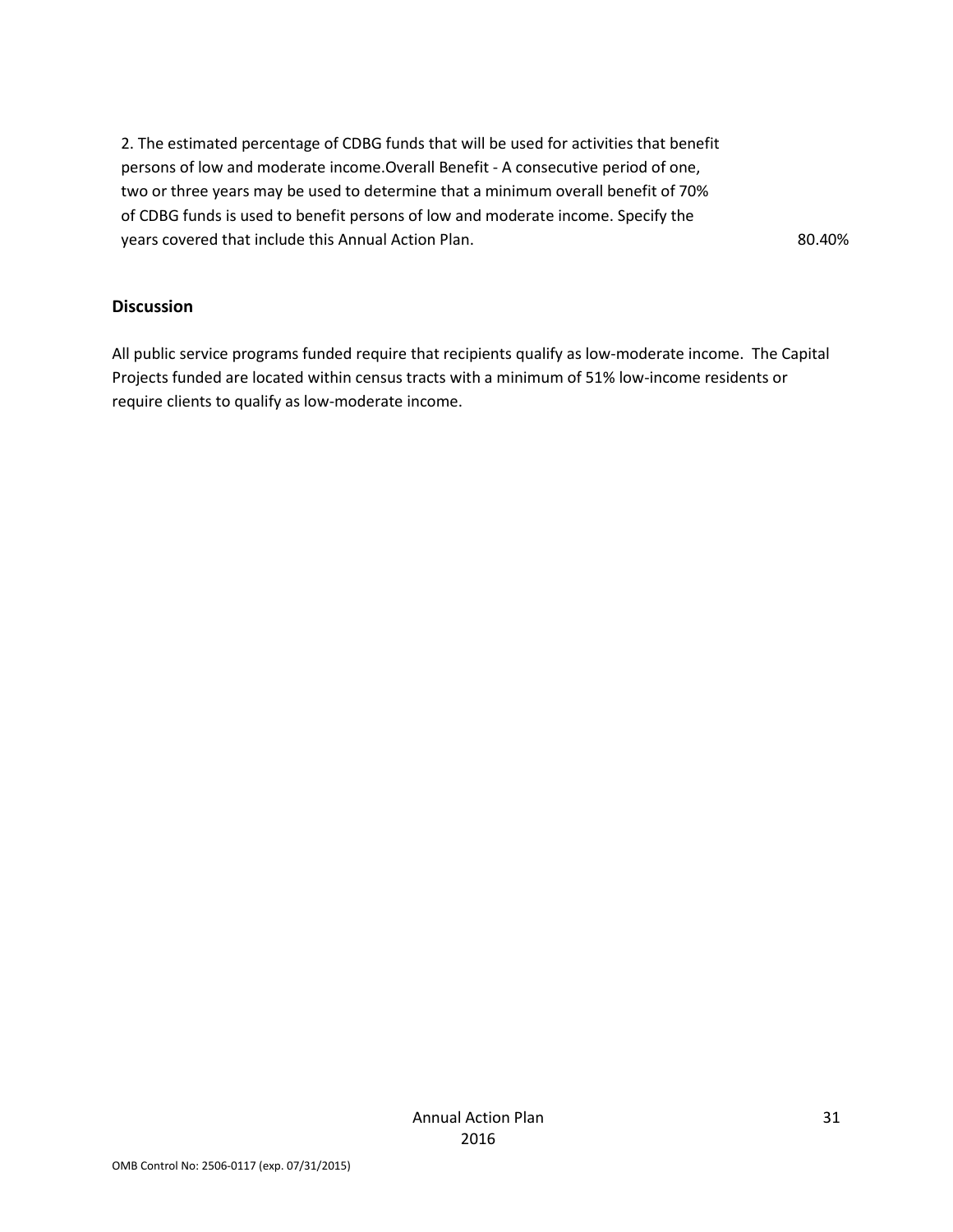2. The estimated percentage of CDBG funds that will be used for activities that benefit persons of low and moderate income.Overall Benefit - A consecutive period of one, two or three years may be used to determine that a minimum overall benefit of 70% of CDBG funds is used to benefit persons of low and moderate income. Specify the years covered that include this Annual Action Plan. 80.40%

## Discussion

All public service programs funded require that recipients qualify as low-moderate income. The Capital Projects funded are located within census tracts with a minimum of 51% low-income residents or require clients to qualify as low-moderate income.